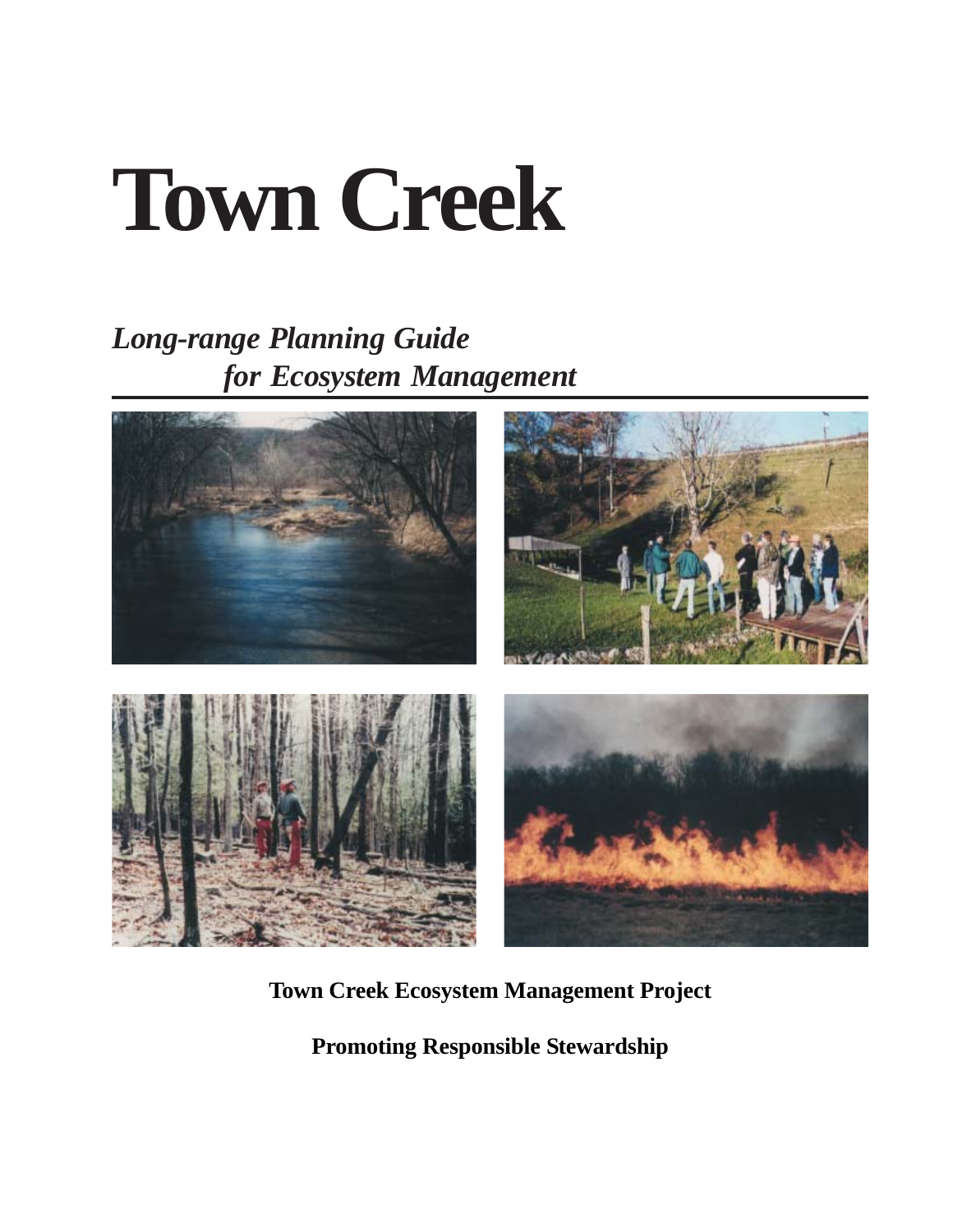# Town Creek

## *Long-range Planning Guide for Ecosystem Management*

**Town Creek Ecosystem Management Project**

**Promoting Responsible Stewardship**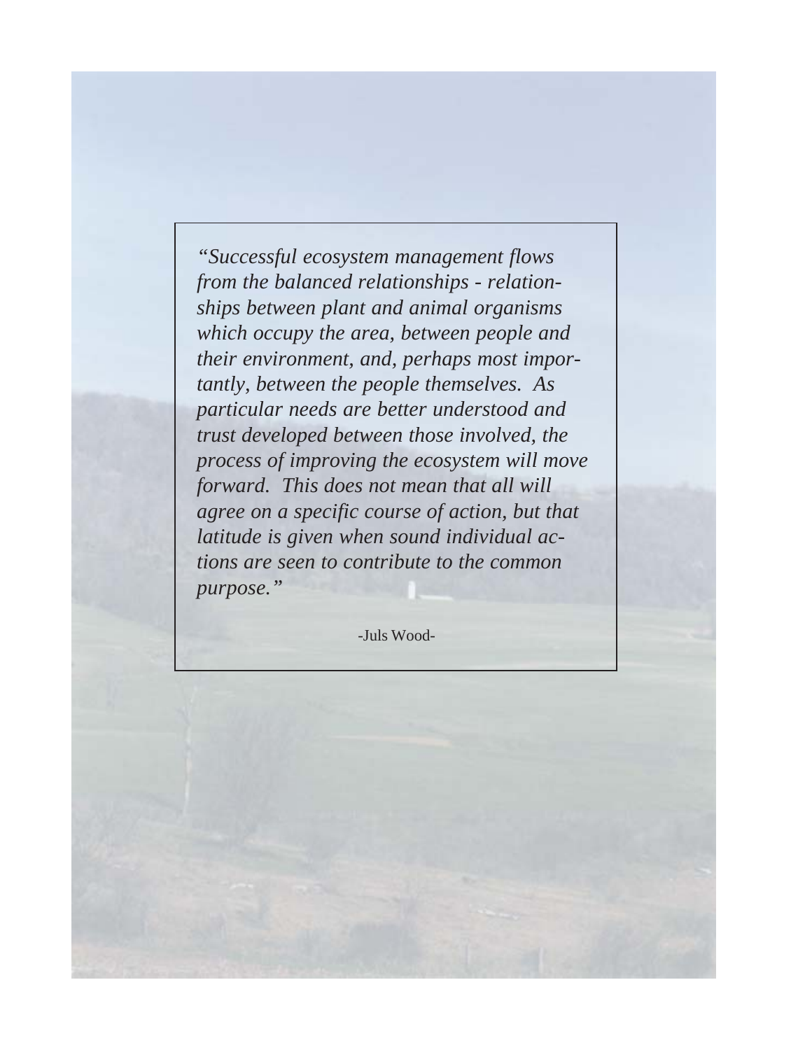*"Successful ecosystem management flows from the balanced relationships - relationships between plant and animal organisms which occupy the area, between people and their environment, and, perhaps most importantly, between the people themselves. As particular needs are better understood and trust developed between those involved, the process of improving the ecosystem will move forward. This does not mean that all will agree on a specific course of action, but that latitude is given when sound individual actions are seen to contribute to the common purpose."*

-Juls Wood-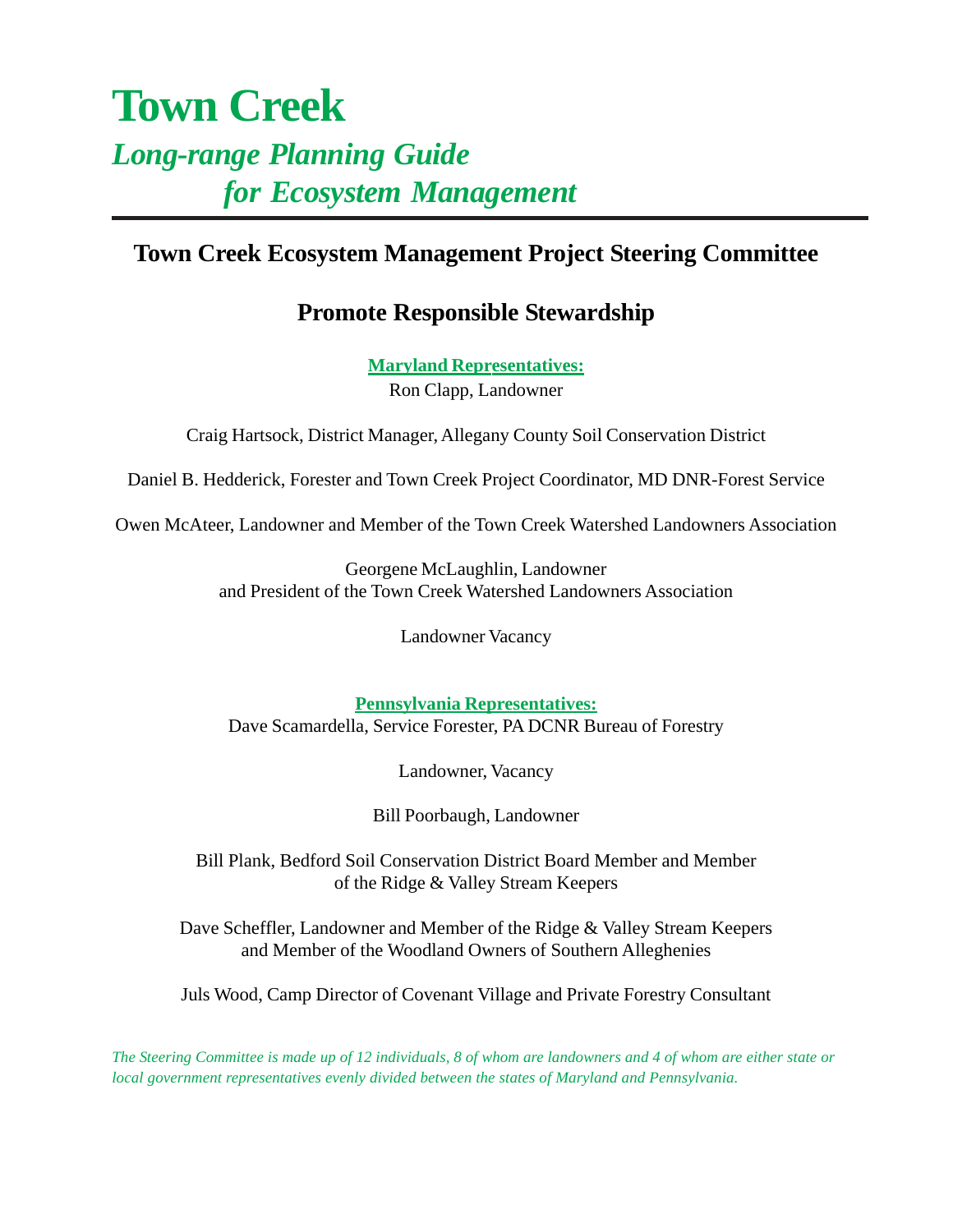# Town Creek

## *Long-range Planning Guide for Ecosystem Management*

---

## Town Creek Ecosystem Management Project Steering Committee

## Promote Responsible Stewardship

**Maryland Representatives:**

Ron Clapp, Landowner

Craig Hartsock, District Manager, Allegany County Soil Conservation District

Daniel B. Hedderick, Forester and Town Creek Project Coordinator, MD DNR-Forest Service

Owen McAteer, Landowner and Member of the Town Creek Watershed Landowners Association

Georgene McLaughlin, Landowner and President of the Town Creek Watershed Landowners Association

Landowner Vacancy

**Pennsylvania Representatives:**

Dave Scamardella, Service Forester, PA DCNR Bureau of Forestry

Landowner, Vacancy

Bill Poorbaugh, Landowner

Bill Plank, Bedford Soil Conservation District Board Member and Member of the Ridge & Valley Stream Keepers

Dave Scheffler, Landowner and Member of the Ridge & Valley Stream Keepers and Member of the Woodland Owners of Southern Alleghenies

Juls Wood, Camp Director of Covenant Village and Private Forestry Consultant

*The Steering Committee is made up of 12 individuals, 8 of whom are landowners and 4 of whom are either state or local government representatives evenly divided between the states of Maryland and Pennsylvania.*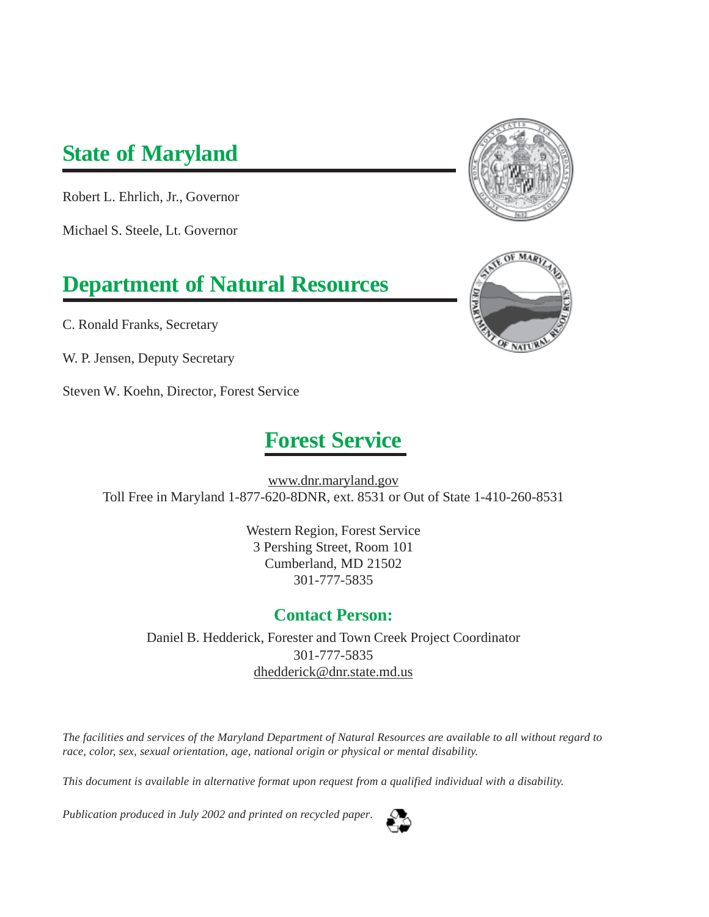## State of Maryland

Robert L. Ehrlich, Jr., Governor

Michael S. Steele, Lt. Governor

## Department of Natural Resources

C. Ronald Franks, Secretary

W. P. Jensen, Deputy Secretary

Steven W. Koehn, Director, Forest Service

## Forest Service

www.dnr.maryland.gov
Toll Free in Maryland 1-877-620-8DNR, ext. 8531 or Out of State 1-410-260-8531

Western Region, Forest Service
3 Pershing Street, Room 101
Cumberland, MD 21502
301-777-5835

### Contact Person:

Daniel B. Hedderick, Forester and Town Creek Project Coordinator
301-777-5835
dhedderick@dnr.state.md.us

*The facilities and services of the Maryland Department of Natural Resources are available to all without regard to race, color, sex, sexual orientation, age, national origin or physical or mental disability.*

*This document is available in alternative format upon request from a qualified individual with a disability.*

*Publication produced in July 2002 and printed on recycled paper.*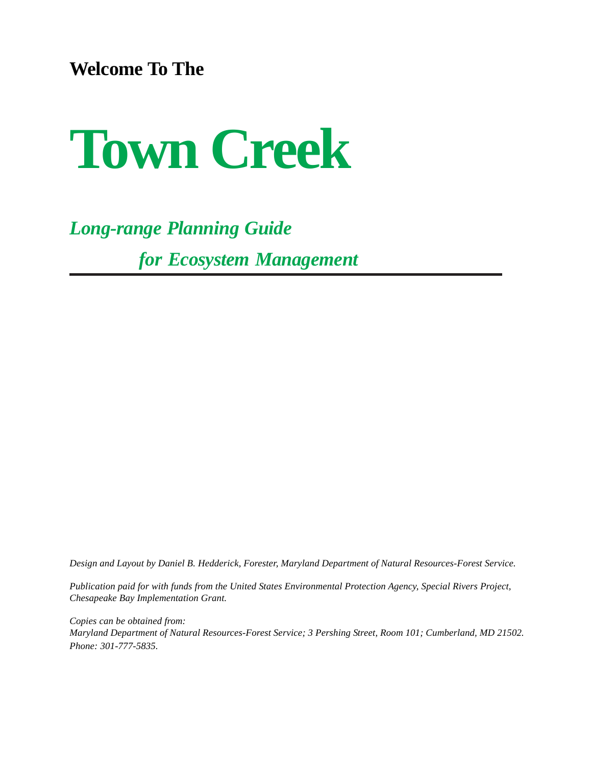**Welcome To The**

# Town Creek

## *Long-range Planning Guide for Ecosystem Management*

*Design and Layout by Daniel B. Hedderick, Forester, Maryland Department of Natural Resources-Forest Service.*

*Publication paid for with funds from the United States Environmental Protection Agency, Special Rivers Project, Chesapeake Bay Implementation Grant.*

*Copies can be obtained from:*
*Maryland Department of Natural Resources-Forest Service; 3 Pershing Street, Room 101; Cumberland, MD 21502.*
*Phone: 301-777-5835.*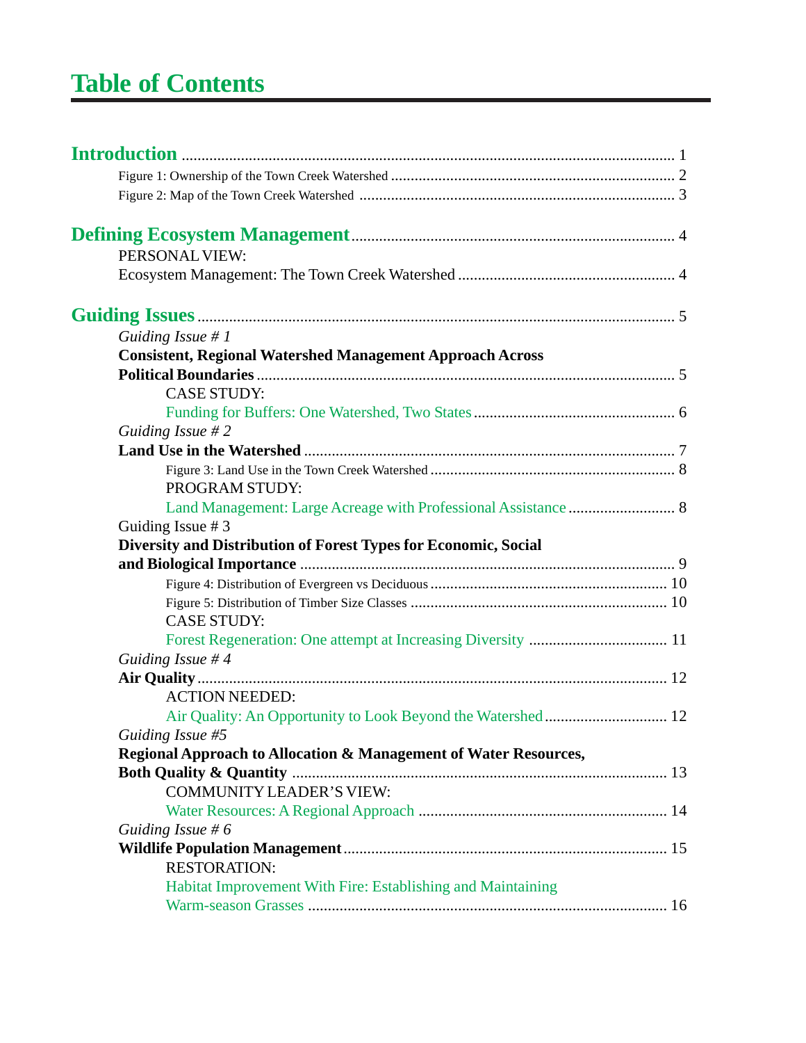# Table of Contents

**Introduction** ............................................................ 1

Figure 1: Ownership of the Town Creek Watershed ............................................................ 2

Figure 2: Map of the Town Creek Watershed ............................................................ 3

**Defining Ecosystem Management** ............................................................ 4

PERSONAL VIEW:
Ecosystem Management: The Town Creek Watershed ............................................................ 4

**Guiding Issues** ............................................................ 5

*Guiding Issue # 1*
**Consistent, Regional Watershed Management Approach Across Political Boundaries** ............................................................ 5

CASE STUDY:
Funding for Buffers: One Watershed, Two States ............................................................ 6

*Guiding Issue # 2*
**Land Use in the Watershed** ............................................................ 7

Figure 3: Land Use in the Town Creek Watershed ............................................................ 8

PROGRAM STUDY:
Land Management: Large Acreage with Professional Assistance ............................................................ 8

Guiding Issue # 3
**Diversity and Distribution of Forest Types for Economic, Social and Biological Importance** ............................................................ 9

Figure 4: Distribution of Evergreen vs Deciduous ............................................................ 10

Figure 5: Distribution of Timber Size Classes ............................................................ 10

CASE STUDY:
Forest Regeneration: One attempt at Increasing Diversity ............................................................ 11

*Guiding Issue # 4*
**Air Quality** ............................................................ 12

ACTION NEEDED:
Air Quality: An Opportunity to Look Beyond the Watershed ............................................................ 12

*Guiding Issue #5*
**Regional Approach to Allocation & Management of Water Resources, Both Quality & Quantity** ............................................................ 13

COMMUNITY LEADER'S VIEW:
Water Resources: A Regional Approach ............................................................ 14

*Guiding Issue # 6*
**Wildlife Population Management** ............................................................ 15

RESTORATION:
Habitat Improvement With Fire: Establishing and Maintaining Warm-season Grasses ............................................................ 16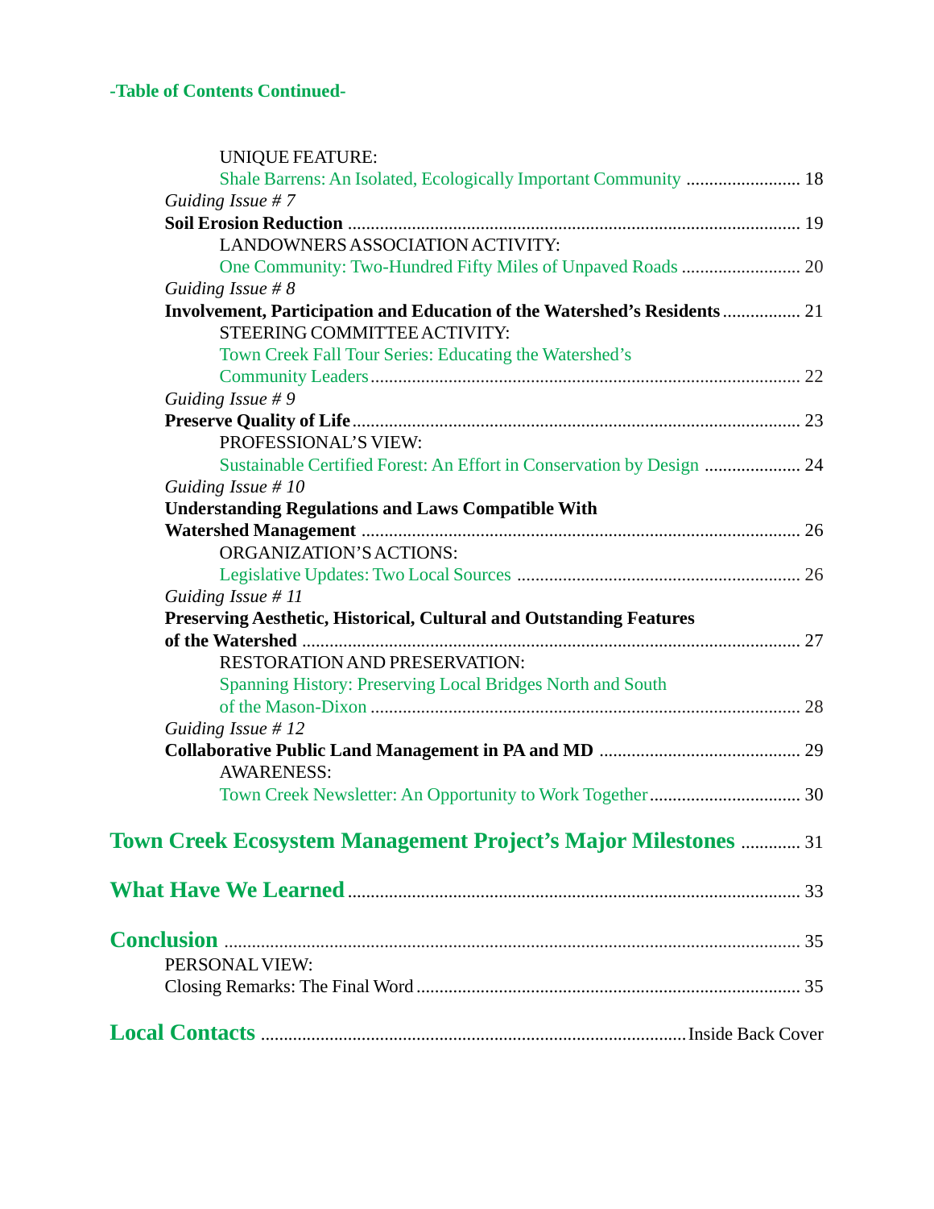**-Table of Contents Continued-**

UNIQUE FEATURE:
Shale Barrens: An Isolated, Ecologically Important Community ......................... 18

*Guiding Issue # 7*
**Soil Erosion Reduction** ................................................................................................. 19

LANDOWNERS ASSOCIATION ACTIVITY:
One Community: Two-Hundred Fifty Miles of Unpaved Roads .......................... 20

*Guiding Issue # 8*
**Involvement, Participation and Education of the Watershed's Residents** ................. 21

STEERING COMMITTEE ACTIVITY:
Town Creek Fall Tour Series: Educating the Watershed's Community Leaders ............................................................................................ 22

*Guiding Issue # 9*
**Preserve Quality of Life** ................................................................................................ 23

PROFESSIONAL'S VIEW:
Sustainable Certified Forest: An Effort in Conservation by Design ..................... 24

*Guiding Issue # 10*
**Understanding Regulations and Laws Compatible With Watershed Management** .............................................................................................. 26

ORGANIZATION'S ACTIONS:
Legislative Updates: Two Local Sources ............................................................ 26

*Guiding Issue # 11*
**Preserving Aesthetic, Historical, Cultural and Outstanding Features of the Watershed** ........................................................................................................... 27

RESTORATION AND PRESERVATION:
Spanning History: Preserving Local Bridges North and South of the Mason-Dixon ............................................................................................. 28

*Guiding Issue # 12*
**Collaborative Public Land Management in PA and MD** ........................................... 29

AWARENESS:
Town Creek Newsletter: An Opportunity to Work Together ................................ 30

## Town Creek Ecosystem Management Project's Major Milestones ............. 31

## What Have We Learned ................................................................................. 33

## Conclusion ............................................................................................................ 35

PERSONAL VIEW:
Closing Remarks: The Final Word ................................................................... 35

## Local Contacts .............................................................................................Inside Back Cover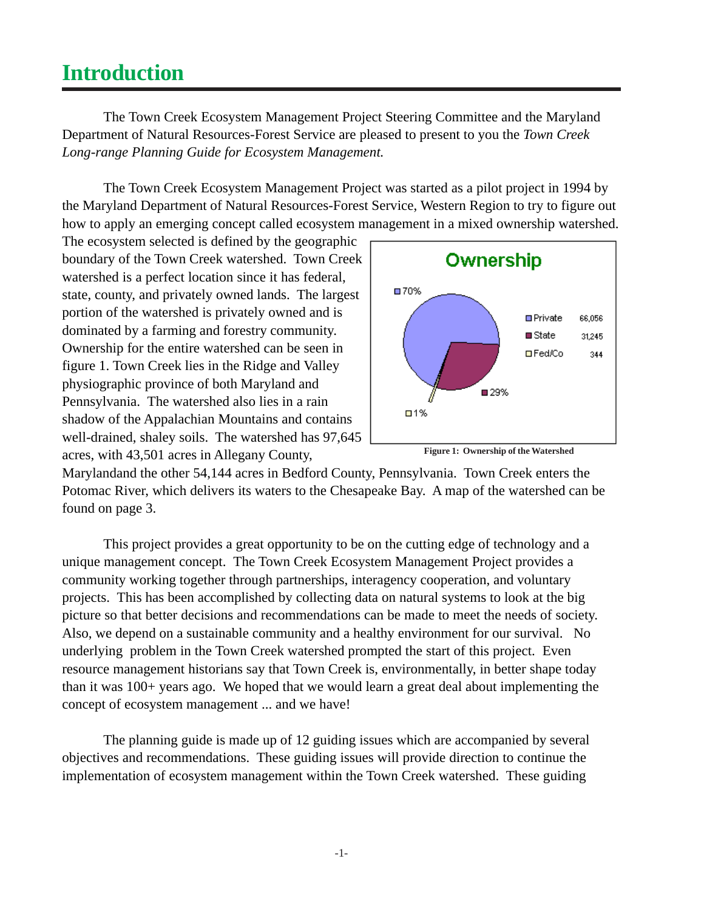# Introduction

The Town Creek Ecosystem Management Project Steering Committee and the Maryland Department of Natural Resources-Forest Service are pleased to present to you the *Town Creek Long-range Planning Guide for Ecosystem Management.*

The Town Creek Ecosystem Management Project was started as a pilot project in 1994 by the Maryland Department of Natural Resources-Forest Service, Western Region to try to figure out how to apply an emerging concept called ecosystem management in a mixed ownership watershed. The ecosystem selected is defined by the geographic boundary of the Town Creek watershed. Town Creek watershed is a perfect location since it has federal, state, county, and privately owned lands. The largest portion of the watershed is privately owned and is dominated by a farming and forestry community. Ownership for the entire watershed can be seen in figure 1. Town Creek lies in the Ridge and Valley physiographic province of both Maryland and Pennsylvania. The watershed also lies in a rain shadow of the Appalachian Mountains and contains well-drained, shaley soils. The watershed has 97,645 acres, with 43,501 acres in Allegany County, Marylandand the other 54,144 acres in Bedford County, Pennsylvania. Town Creek enters the Potomac River, which delivers its waters to the Chesapeake Bay. A map of the watershed can be found on page 3.

Ownership

70%

29%

1%

Private 66,056

State 31,245

Fed/Co 344

**Figure 1: Ownership of the Watershed**

This project provides a great opportunity to be on the cutting edge of technology and a unique management concept. The Town Creek Ecosystem Management Project provides a community working together through partnerships, interagency cooperation, and voluntary projects. This has been accomplished by collecting data on natural systems to look at the big picture so that better decisions and recommendations can be made to meet the needs of society. Also, we depend on a sustainable community and a healthy environment for our survival. No underlying problem in the Town Creek watershed prompted the start of this project. Even resource management historians say that Town Creek is, environmentally, in better shape today than it was 100+ years ago. We hoped that we would learn a great deal about implementing the concept of ecosystem management ... and we have!

The planning guide is made up of 12 guiding issues which are accompanied by several objectives and recommendations. These guiding issues will provide direction to continue the implementation of ecosystem management within the Town Creek watershed. These guiding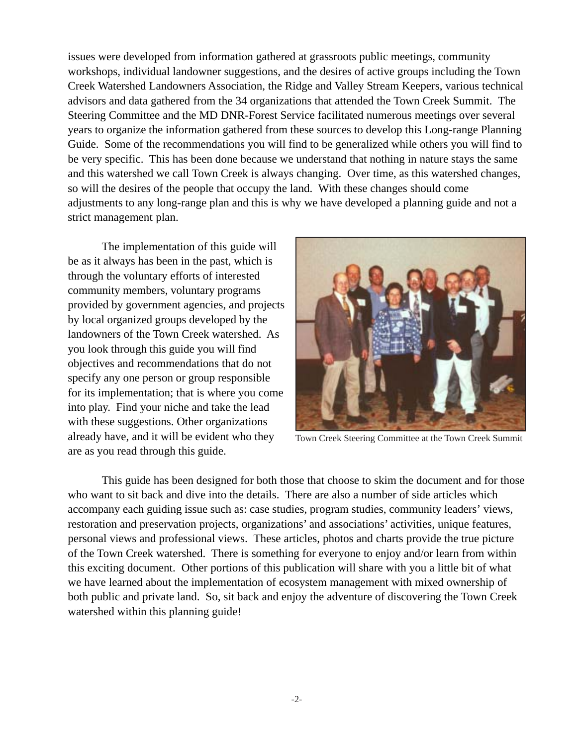issues were developed from information gathered at grassroots public meetings, community workshops, individual landowner suggestions, and the desires of active groups including the Town Creek Watershed Landowners Association, the Ridge and Valley Stream Keepers, various technical advisors and data gathered from the 34 organizations that attended the Town Creek Summit. The Steering Committee and the MD DNR-Forest Service facilitated numerous meetings over several years to organize the information gathered from these sources to develop this Long-range Planning Guide. Some of the recommendations you will find to be generalized while others you will find to be very specific. This has been done because we understand that nothing in nature stays the same and this watershed we call Town Creek is always changing. Over time, as this watershed changes, so will the desires of the people that occupy the land. With these changes should come adjustments to any long-range plan and this is why we have developed a planning guide and not a strict management plan.

The implementation of this guide will be as it always has been in the past, which is through the voluntary efforts of interested community members, voluntary programs provided by government agencies, and projects by local organized groups developed by the landowners of the Town Creek watershed. As you look through this guide you will find objectives and recommendations that do not specify any one person or group responsible for its implementation; that is where you come into play. Find your niche and take the lead with these suggestions. Other organizations already have, and it will be evident who they are as you read through this guide.

Town Creek Steering Committee at the Town Creek Summit

This guide has been designed for both those that choose to skim the document and for those who want to sit back and dive into the details. There are also a number of side articles which accompany each guiding issue such as: case studies, program studies, community leaders' views, restoration and preservation projects, organizations' and associations' activities, unique features, personal views and professional views. These articles, photos and charts provide the true picture of the Town Creek watershed. There is something for everyone to enjoy and/or learn from within this exciting document. Other portions of this publication will share with you a little bit of what we have learned about the implementation of ecosystem management with mixed ownership of both public and private land. So, sit back and enjoy the adventure of discovering the Town Creek watershed within this planning guide!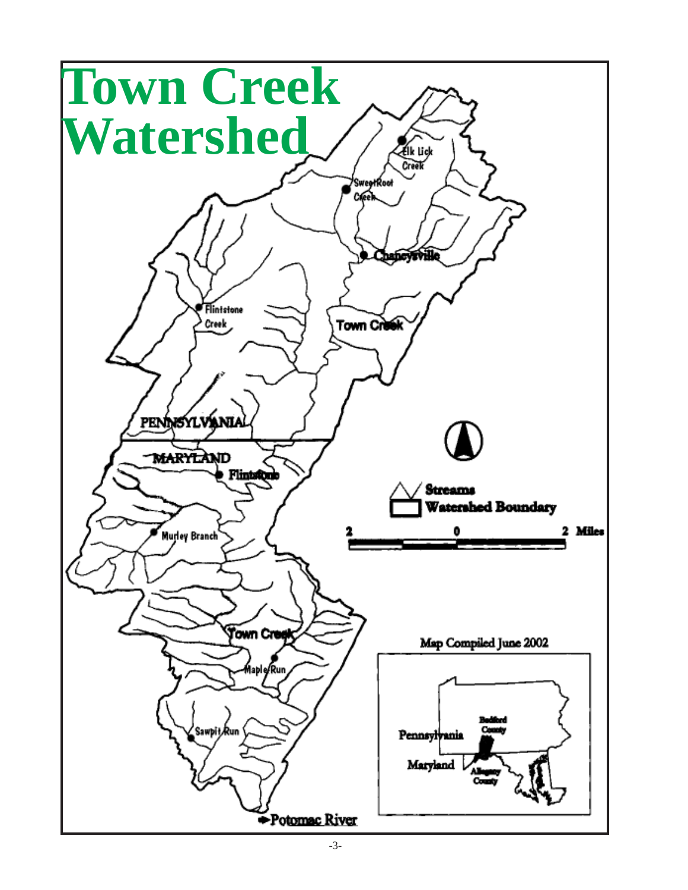# Town Creek Watershed

Elk Lick Creek

SweetRoot Creek

Chaneysville

Flintstone Creek

Town Creek

PENNSYLVANIA

MARYLAND

Flintstone

Murley Branch

Town Creek

Maple Run

Sawpit Run

Potomac River

Streams

Watershed Boundary

2 0 2 Miles

Map Compiled June 2002

Pennsylvania

Bedford County

Maryland

Allegany County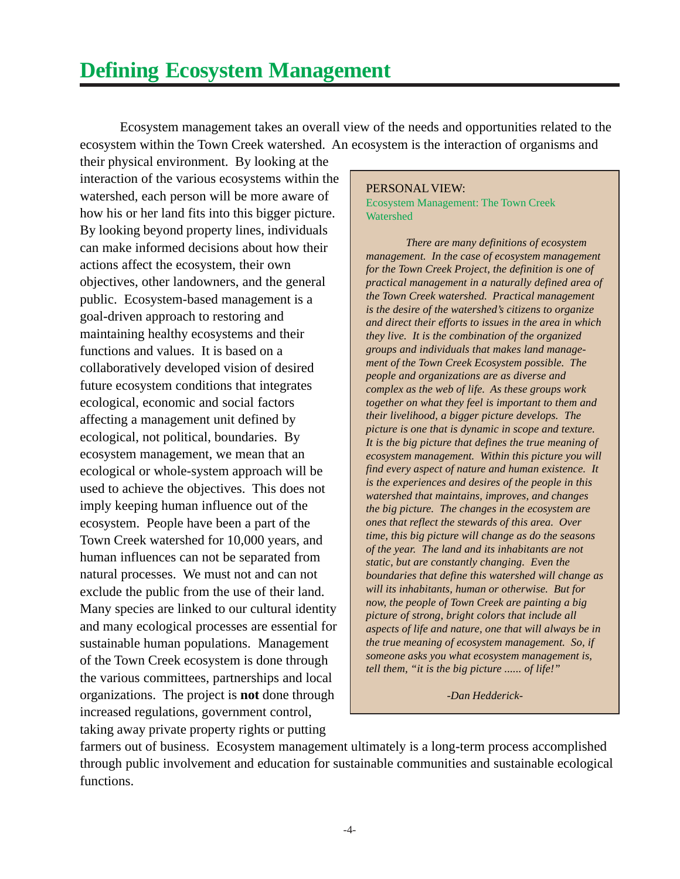# Defining Ecosystem Management

Ecosystem management takes an overall view of the needs and opportunities related to the ecosystem within the Town Creek watershed. An ecosystem is the interaction of organisms and their physical environment. By looking at the interaction of the various ecosystems within the watershed, each person will be more aware of how his or her land fits into this bigger picture. By looking beyond property lines, individuals can make informed decisions about how their actions affect the ecosystem, their own objectives, other landowners, and the general public. Ecosystem-based management is a goal-driven approach to restoring and maintaining healthy ecosystems and their functions and values. It is based on a collaboratively developed vision of desired future ecosystem conditions that integrates ecological, economic and social factors affecting a management unit defined by ecological, not political, boundaries. By ecosystem management, we mean that an ecological or whole-system approach will be used to achieve the objectives. This does not imply keeping human influence out of the ecosystem. People have been a part of the Town Creek watershed for 10,000 years, and human influences can not be separated from natural processes. We must not and can not exclude the public from the use of their land. Many species are linked to our cultural identity and many ecological processes are essential for sustainable human populations. Management of the Town Creek ecosystem is done through the various committees, partnerships and local organizations. The project is **not** done through increased regulations, government control, taking away private property rights or putting farmers out of business. Ecosystem management ultimately is a long-term process accomplished through public involvement and education for sustainable communities and sustainable ecological functions.

PERSONAL VIEW:
Ecosystem Management: The Town Creek Watershed

*There are many definitions of ecosystem management. In the case of ecosystem management for the Town Creek Project, the definition is one of practical management in a naturally defined area of the Town Creek watershed. Practical management is the desire of the watershed's citizens to organize and direct their efforts to issues in the area in which they live. It is the combination of the organized groups and individuals that makes land management of the Town Creek Ecosystem possible. The people and organizations are as diverse and complex as the web of life. As these groups work together on what they feel is important to them and their livelihood, a bigger picture develops. The picture is one that is dynamic in scope and texture. It is the big picture that defines the true meaning of ecosystem management. Within this picture you will find every aspect of nature and human existence. It is the experiences and desires of the people in this watershed that maintains, improves, and changes the big picture. The changes in the ecosystem are ones that reflect the stewards of this area. Over time, this big picture will change as do the seasons of the year. The land and its inhabitants are not static, but are constantly changing. Even the boundaries that define this watershed will change as will its inhabitants, human or otherwise. But for now, the people of Town Creek are painting a big picture of strong, bright colors that include all aspects of life and nature, one that will always be in the true meaning of ecosystem management. So, if someone asks you what ecosystem management is, tell them, "it is the big picture ...... of life!"*

*-Dan Hedderick-*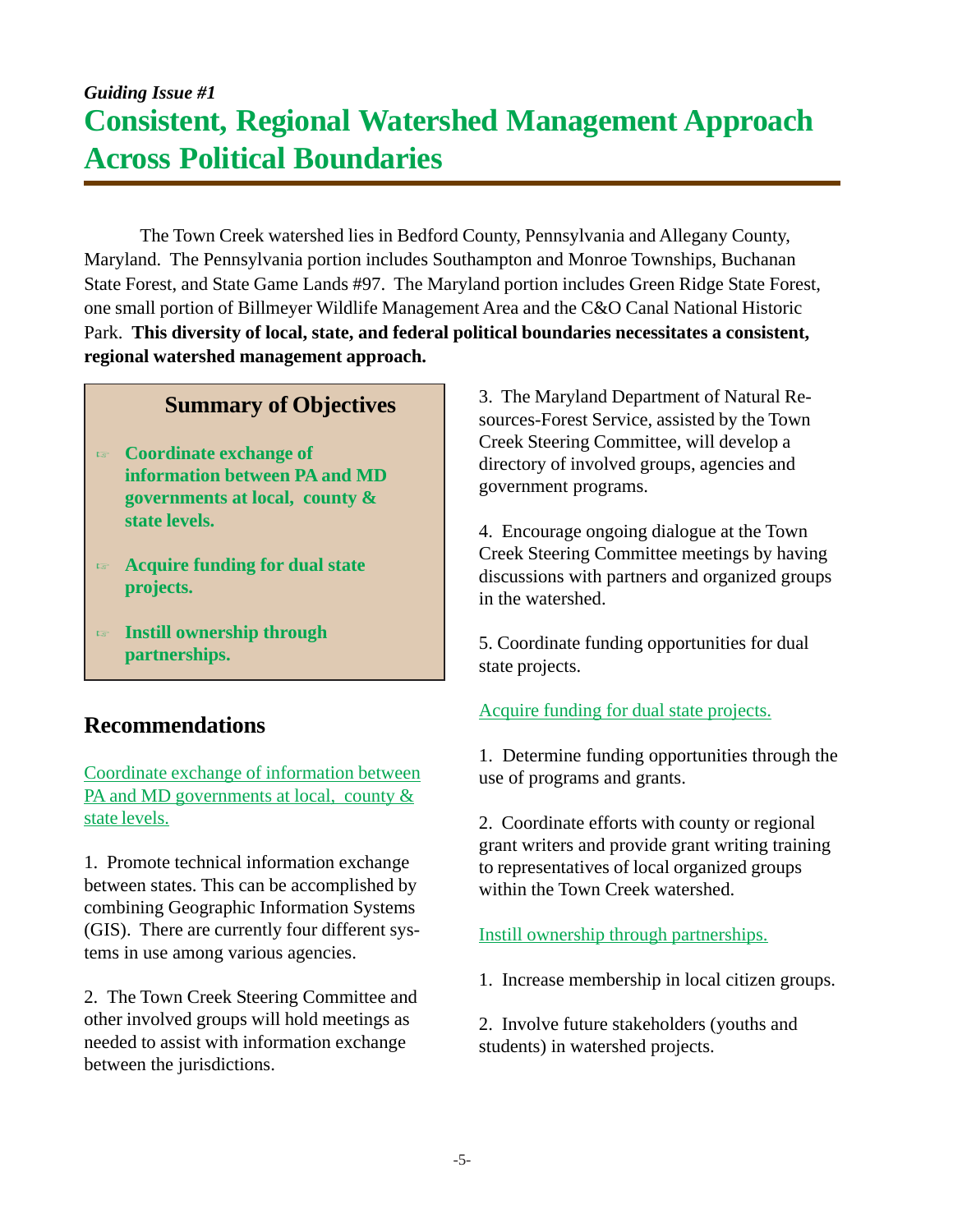*Guiding Issue #1*

# Consistent, Regional Watershed Management Approach Across Political Boundaries

The Town Creek watershed lies in Bedford County, Pennsylvania and Allegany County, Maryland. The Pennsylvania portion includes Southampton and Monroe Townships, Buchanan State Forest, and State Game Lands #97. The Maryland portion includes Green Ridge State Forest, one small portion of Billmeyer Wildlife Management Area and the C&O Canal National Historic Park. **This diversity of local, state, and federal political boundaries necessitates a consistent, regional watershed management approach.**

### Summary of Objectives

- **Coordinate exchange of information between PA and MD governments at local, county & state levels.**
- **Acquire funding for dual state projects.**
- **Instill ownership through partnerships.**

## Recommendations

Coordinate exchange of information between PA and MD governments at local, county & state levels.

1. Promote technical information exchange between states. This can be accomplished by combining Geographic Information Systems (GIS). There are currently four different systems in use among various agencies.

2. The Town Creek Steering Committee and other involved groups will hold meetings as needed to assist with information exchange between the jurisdictions.

3. The Maryland Department of Natural Resources-Forest Service, assisted by the Town Creek Steering Committee, will develop a directory of involved groups, agencies and government programs.

4. Encourage ongoing dialogue at the Town Creek Steering Committee meetings by having discussions with partners and organized groups in the watershed.

5. Coordinate funding opportunities for dual state projects.

Acquire funding for dual state projects.

1. Determine funding opportunities through the use of programs and grants.

2. Coordinate efforts with county or regional grant writers and provide grant writing training to representatives of local organized groups within the Town Creek watershed.

Instill ownership through partnerships.

1. Increase membership in local citizen groups.

2. Involve future stakeholders (youths and students) in watershed projects.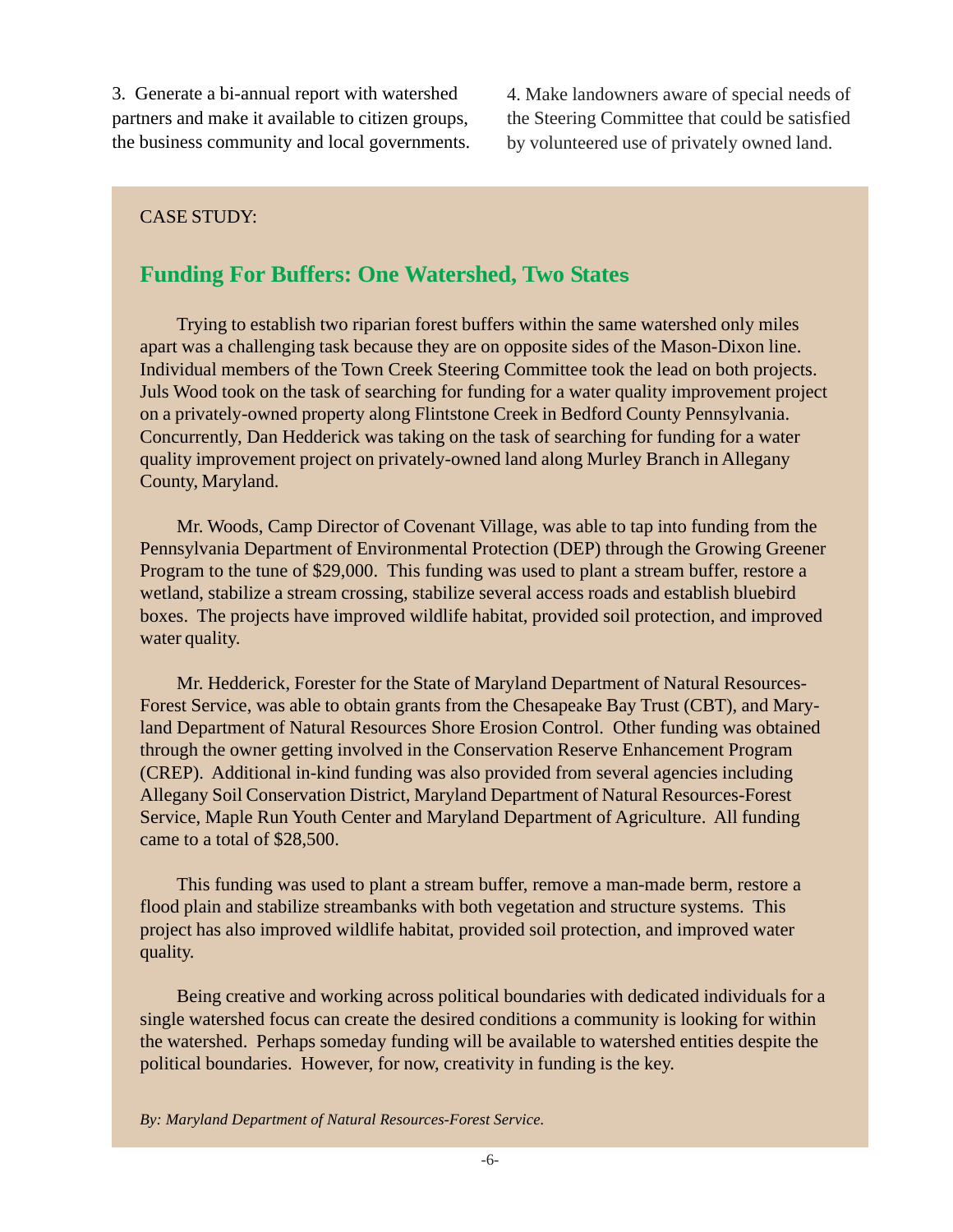3. Generate a bi-annual report with watershed partners and make it available to citizen groups, the business community and local governments.

4. Make landowners aware of special needs of the Steering Committee that could be satisfied by volunteered use of privately owned land.

CASE STUDY:

## Funding For Buffers: One Watershed, Two States

Trying to establish two riparian forest buffers within the same watershed only miles apart was a challenging task because they are on opposite sides of the Mason-Dixon line. Individual members of the Town Creek Steering Committee took the lead on both projects. Juls Wood took on the task of searching for funding for a water quality improvement project on a privately-owned property along Flintstone Creek in Bedford County Pennsylvania. Concurrently, Dan Hedderick was taking on the task of searching for funding for a water quality improvement project on privately-owned land along Murley Branch in Allegany County, Maryland.

Mr. Woods, Camp Director of Covenant Village, was able to tap into funding from the Pennsylvania Department of Environmental Protection (DEP) through the Growing Greener Program to the tune of $29,000. This funding was used to plant a stream buffer, restore a wetland, stabilize a stream crossing, stabilize several access roads and establish bluebird boxes. The projects have improved wildlife habitat, provided soil protection, and improved water quality.

Mr. Hedderick, Forester for the State of Maryland Department of Natural Resources-Forest Service, was able to obtain grants from the Chesapeake Bay Trust (CBT), and Maryland Department of Natural Resources Shore Erosion Control. Other funding was obtained through the owner getting involved in the Conservation Reserve Enhancement Program (CREP). Additional in-kind funding was also provided from several agencies including Allegany Soil Conservation District, Maryland Department of Natural Resources-Forest Service, Maple Run Youth Center and Maryland Department of Agriculture. All funding came to a total of $28,500.

This funding was used to plant a stream buffer, remove a man-made berm, restore a flood plain and stabilize streambanks with both vegetation and structure systems. This project has also improved wildlife habitat, provided soil protection, and improved water quality.

Being creative and working across political boundaries with dedicated individuals for a single watershed focus can create the desired conditions a community is looking for within the watershed. Perhaps someday funding will be available to watershed entities despite the political boundaries. However, for now, creativity in funding is the key.

*By: Maryland Department of Natural Resources-Forest Service.*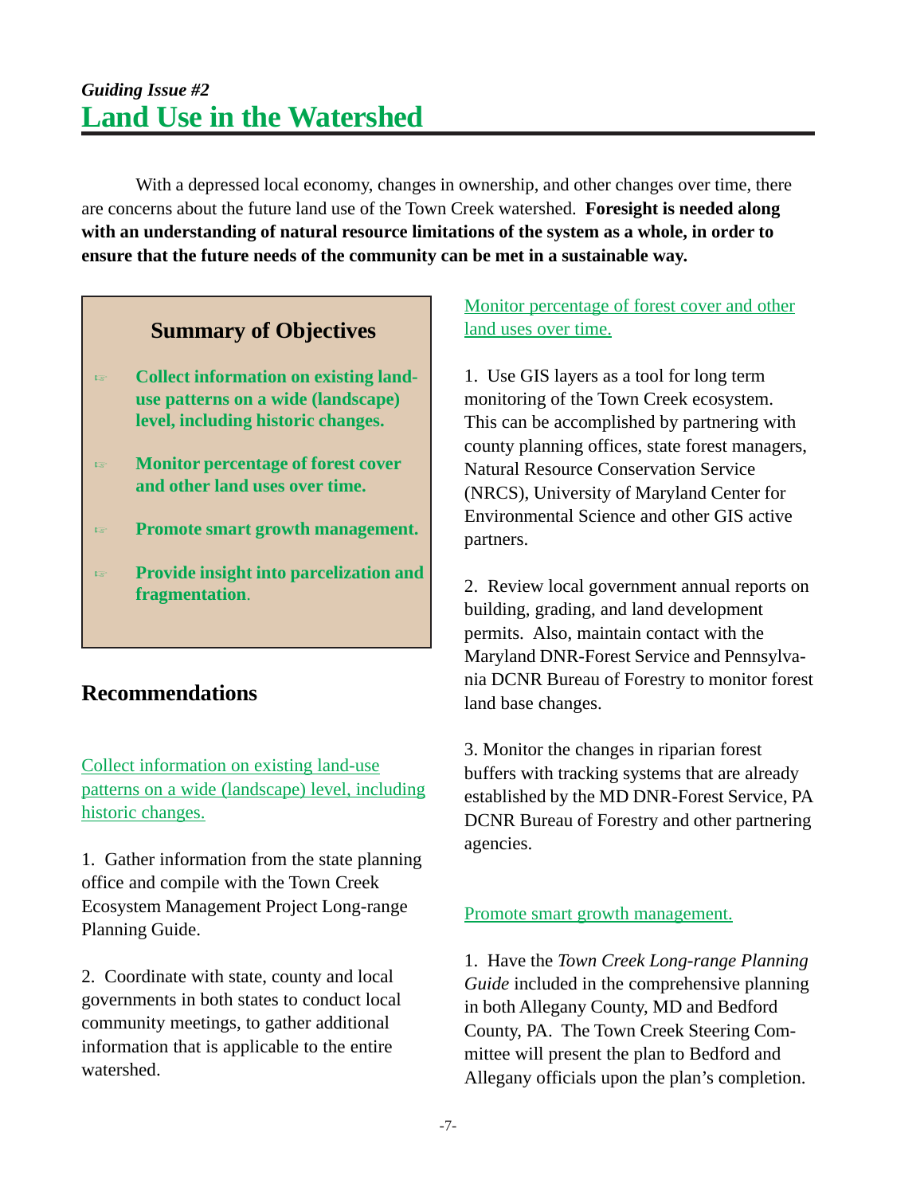*Guiding Issue #2*

# Land Use in the Watershed

With a depressed local economy, changes in ownership, and other changes over time, there are concerns about the future land use of the Town Creek watershed. **Foresight is needed along with an understanding of natural resource limitations of the system as a whole, in order to ensure that the future needs of the community can be met in a sustainable way.**

### Summary of Objectives

- **Collect information on existing land-use patterns on a wide (landscape) level, including historic changes.**
- **Monitor percentage of forest cover and other land uses over time.**
- **Promote smart growth management.**
- **Provide insight into parcelization and fragmentation.**

## Recommendations

Collect information on existing land-use patterns on a wide (landscape) level, including historic changes.

1. Gather information from the state planning office and compile with the Town Creek Ecosystem Management Project Long-range Planning Guide.

2. Coordinate with state, county and local governments in both states to conduct local community meetings, to gather additional information that is applicable to the entire watershed.

Monitor percentage of forest cover and other land uses over time.

1. Use GIS layers as a tool for long term monitoring of the Town Creek ecosystem. This can be accomplished by partnering with county planning offices, state forest managers, Natural Resource Conservation Service (NRCS), University of Maryland Center for Environmental Science and other GIS active partners.

2. Review local government annual reports on building, grading, and land development permits. Also, maintain contact with the Maryland DNR-Forest Service and Pennsylvania DCNR Bureau of Forestry to monitor forest land base changes.

3. Monitor the changes in riparian forest buffers with tracking systems that are already established by the MD DNR-Forest Service, PA DCNR Bureau of Forestry and other partnering agencies.

Promote smart growth management.

1. Have the *Town Creek Long-range Planning Guide* included in the comprehensive planning in both Allegany County, MD and Bedford County, PA. The Town Creek Steering Committee will present the plan to Bedford and Allegany officials upon the plan's completion.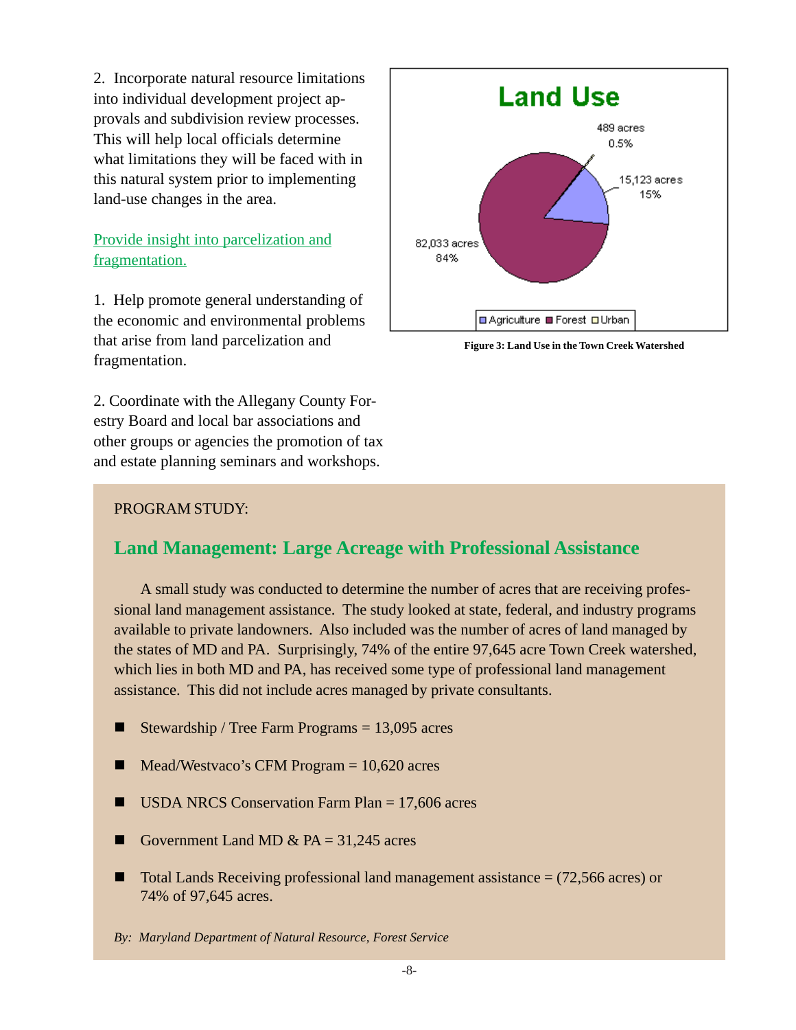2. Incorporate natural resource limitations into individual development project approvals and subdivision review processes. This will help local officials determine what limitations they will be faced with in this natural system prior to implementing land-use changes in the area.

Provide insight into parcelization and fragmentation.

1. Help promote general understanding of the economic and environmental problems that arise from land parcelization and fragmentation.

2. Coordinate with the Allegany County Forestry Board and local bar associations and other groups or agencies the promotion of tax and estate planning seminars and workshops.

Land Use

489 acres
0.5%

15,123 acres
15%

82,033 acres
84%

Agriculture
Forest
Urban

**Figure 3: Land Use in the Town Creek Watershed**

PROGRAM STUDY:

## Land Management: Large Acreage with Professional Assistance

A small study was conducted to determine the number of acres that are receiving professional land management assistance. The study looked at state, federal, and industry programs available to private landowners. Also included was the number of acres of land managed by the states of MD and PA. Surprisingly, 74% of the entire 97,645 acre Town Creek watershed, which lies in both MD and PA, has received some type of professional land management assistance. This did not include acres managed by private consultants.

- Stewardship / Tree Farm Programs = 13,095 acres
- Mead/Westvaco's CFM Program = 10,620 acres
- USDA NRCS Conservation Farm Plan = 17,606 acres
- Government Land MD & PA = 31,245 acres
- Total Lands Receiving professional land management assistance = (72,566 acres) or 74% of 97,645 acres.

*By: Maryland Department of Natural Resource, Forest Service*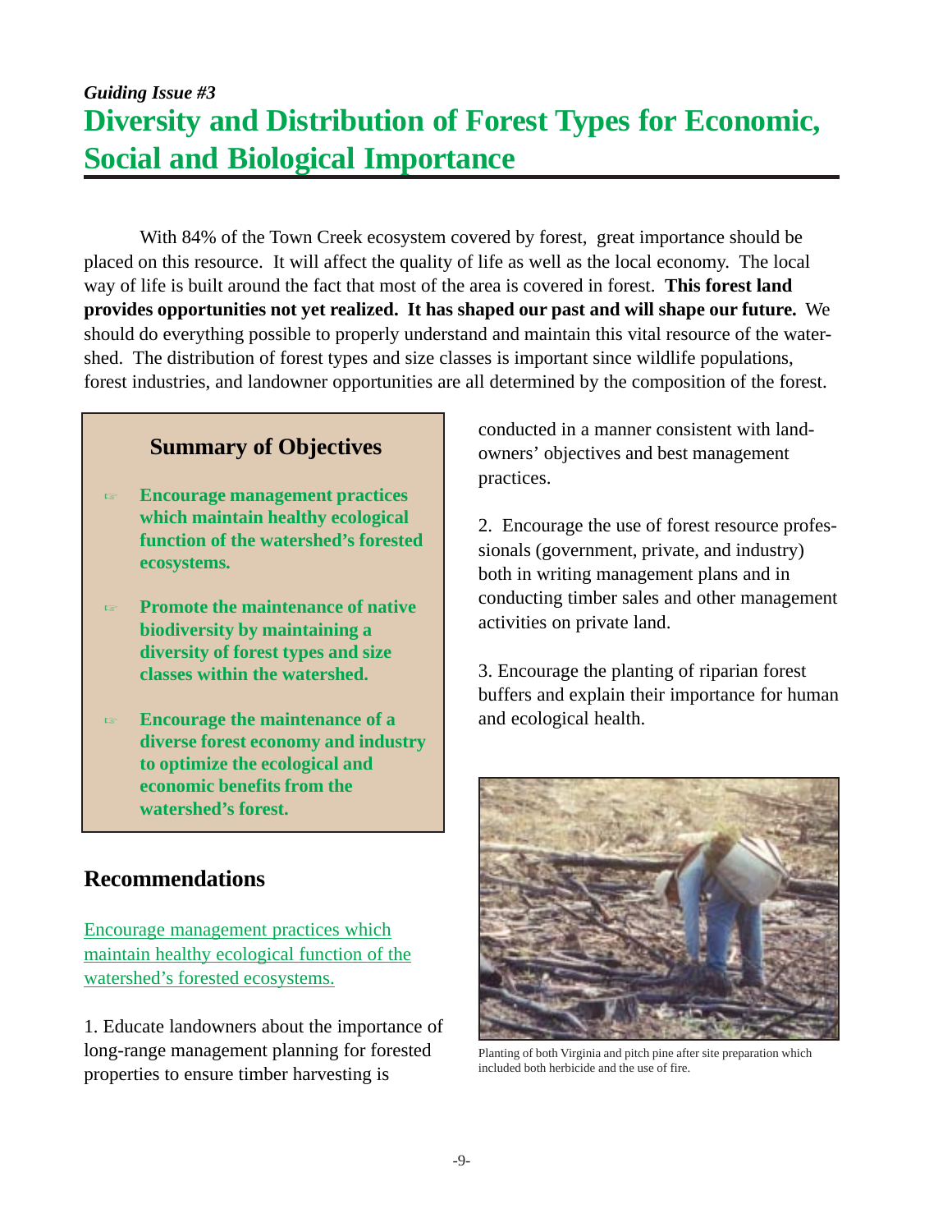*Guiding Issue #3*

# Diversity and Distribution of Forest Types for Economic, Social and Biological Importance

With 84% of the Town Creek ecosystem covered by forest, great importance should be placed on this resource. It will affect the quality of life as well as the local economy. The local way of life is built around the fact that most of the area is covered in forest. **This forest land provides opportunities not yet realized. It has shaped our past and will shape our future.** We should do everything possible to properly understand and maintain this vital resource of the watershed. The distribution of forest types and size classes is important since wildlife populations, forest industries, and landowner opportunities are all determined by the composition of the forest.

### Summary of Objectives

- **Encourage management practices which maintain healthy ecological function of the watershed's forested ecosystems.**
- **Promote the maintenance of native biodiversity by maintaining a diversity of forest types and size classes within the watershed.**
- **Encourage the maintenance of a diverse forest economy and industry to optimize the ecological and economic benefits from the watershed's forest.**

## Recommendations

Encourage management practices which maintain healthy ecological function of the watershed's forested ecosystems.

1. Educate landowners about the importance of long-range management planning for forested properties to ensure timber harvesting is conducted in a manner consistent with landowners' objectives and best management practices.

2. Encourage the use of forest resource professionals (government, private, and industry) both in writing management plans and in conducting timber sales and other management activities on private land.

3. Encourage the planting of riparian forest buffers and explain their importance for human and ecological health.

Planting of both Virginia and pitch pine after site preparation which included both herbicide and the use of fire.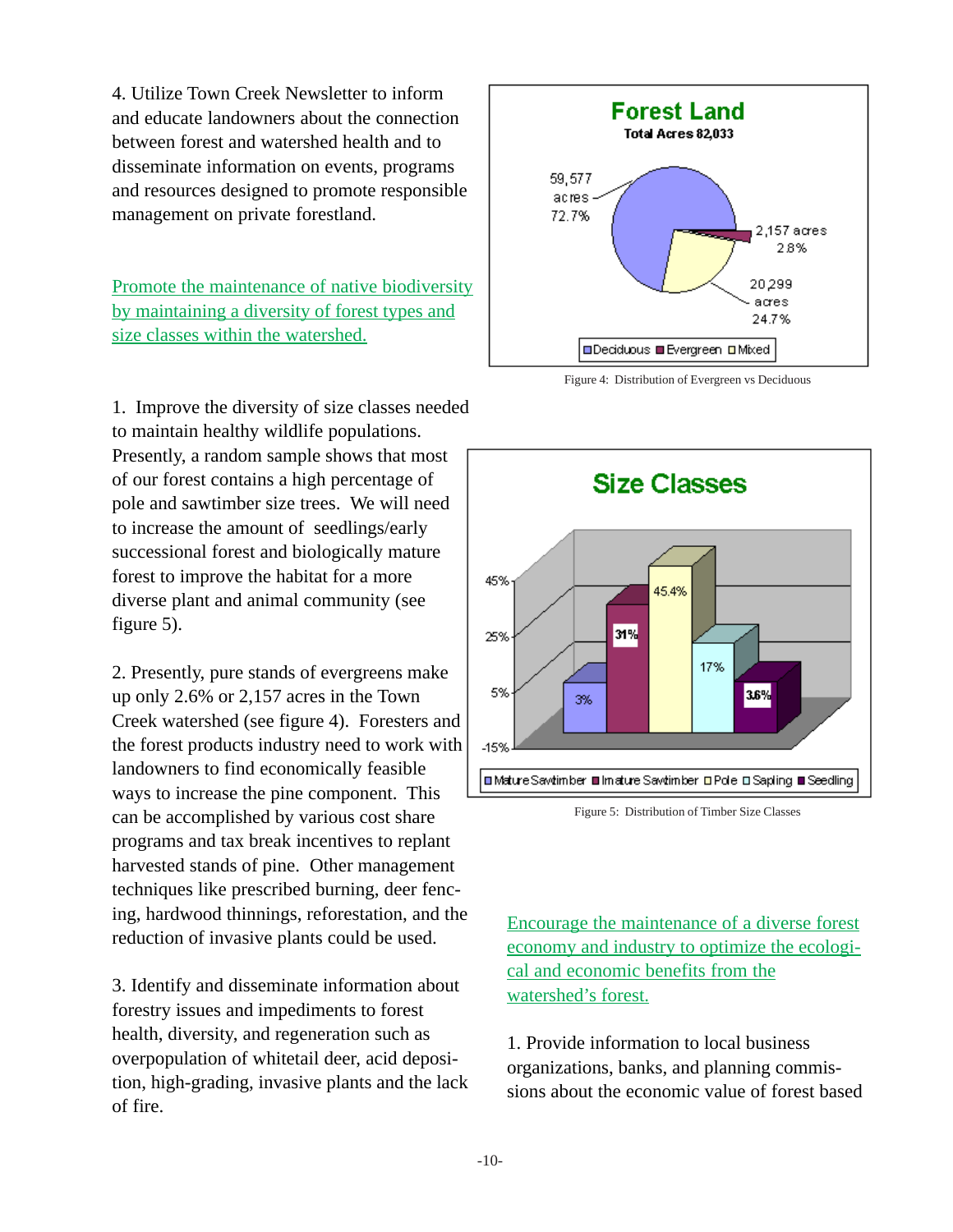4. Utilize Town Creek Newsletter to inform and educate landowners about the connection between forest and watershed health and to disseminate information on events, programs and resources designed to promote responsible management on private forestland.

Promote the maintenance of native biodiversity by maintaining a diversity of forest types and size classes within the watershed.

1. Improve the diversity of size classes needed to maintain healthy wildlife populations. Presently, a random sample shows that most of our forest contains a high percentage of pole and sawtimber size trees. We will need to increase the amount of seedlings/early successional forest and biologically mature forest to improve the habitat for a more diverse plant and animal community (see figure 5).

2. Presently, pure stands of evergreens make up only 2.6% or 2,157 acres in the Town Creek watershed (see figure 4). Foresters and the forest products industry need to work with landowners to find economically feasible ways to increase the pine component. This can be accomplished by various cost share programs and tax break incentives to replant harvested stands of pine. Other management techniques like prescribed burning, deer fencing, hardwood thinnings, reforestation, and the reduction of invasive plants could be used.

3. Identify and disseminate information about forestry issues and impediments to forest health, diversity, and regeneration such as overpopulation of whitetail deer, acid deposition, high-grading, invasive plants and the lack of fire.

**Forest Land**
Total Acres 82,033

| Type | Acres | Percent |
|---|---|---|
| Deciduous | 59,577 | 72.7% |
| Evergreen | 2,157 | 2.8% |
| Mixed | 20,299 | 24.7% |

Figure 4: Distribution of Evergreen vs Deciduous

**Size Classes**

| Size Class | Percent |
|---|---|
| Mature Sawtimber | 3% |
| Imature Sawtimber | 31% |
| Pole | 45.4% |
| Sapling | 17% |
| Seedling | 3.6% |

Figure 5: Distribution of Timber Size Classes

Encourage the maintenance of a diverse forest economy and industry to optimize the ecological and economic benefits from the watershed's forest.

1. Provide information to local business organizations, banks, and planning commissions about the economic value of forest based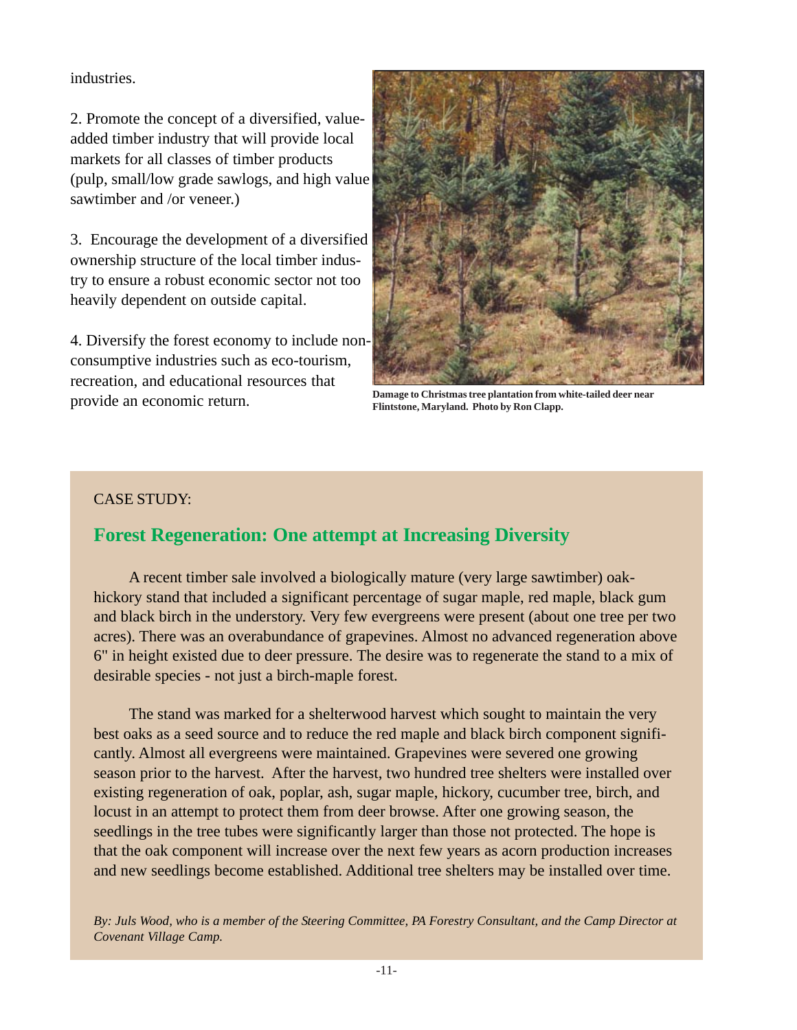industries.

2. Promote the concept of a diversified, value-added timber industry that will provide local markets for all classes of timber products (pulp, small/low grade sawlogs, and high value sawtimber and /or veneer.)

3. Encourage the development of a diversified ownership structure of the local timber industry to ensure a robust economic sector not too heavily dependent on outside capital.

4. Diversify the forest economy to include non-consumptive industries such as eco-tourism, recreation, and educational resources that provide an economic return.

**Damage to Christmas tree plantation from white-tailed deer near Flintstone, Maryland. Photo by Ron Clapp.**

CASE STUDY:

## Forest Regeneration: One attempt at Increasing Diversity

A recent timber sale involved a biologically mature (very large sawtimber) oak-hickory stand that included a significant percentage of sugar maple, red maple, black gum and black birch in the understory. Very few evergreens were present (about one tree per two acres). There was an overabundance of grapevines. Almost no advanced regeneration above 6" in height existed due to deer pressure. The desire was to regenerate the stand to a mix of desirable species - not just a birch-maple forest.

The stand was marked for a shelterwood harvest which sought to maintain the very best oaks as a seed source and to reduce the red maple and black birch component significantly. Almost all evergreens were maintained. Grapevines were severed one growing season prior to the harvest. After the harvest, two hundred tree shelters were installed over existing regeneration of oak, poplar, ash, sugar maple, hickory, cucumber tree, birch, and locust in an attempt to protect them from deer browse. After one growing season, the seedlings in the tree tubes were significantly larger than those not protected. The hope is that the oak component will increase over the next few years as acorn production increases and new seedlings become established. Additional tree shelters may be installed over time.

*By: Juls Wood, who is a member of the Steering Committee, PA Forestry Consultant, and the Camp Director at Covenant Village Camp.*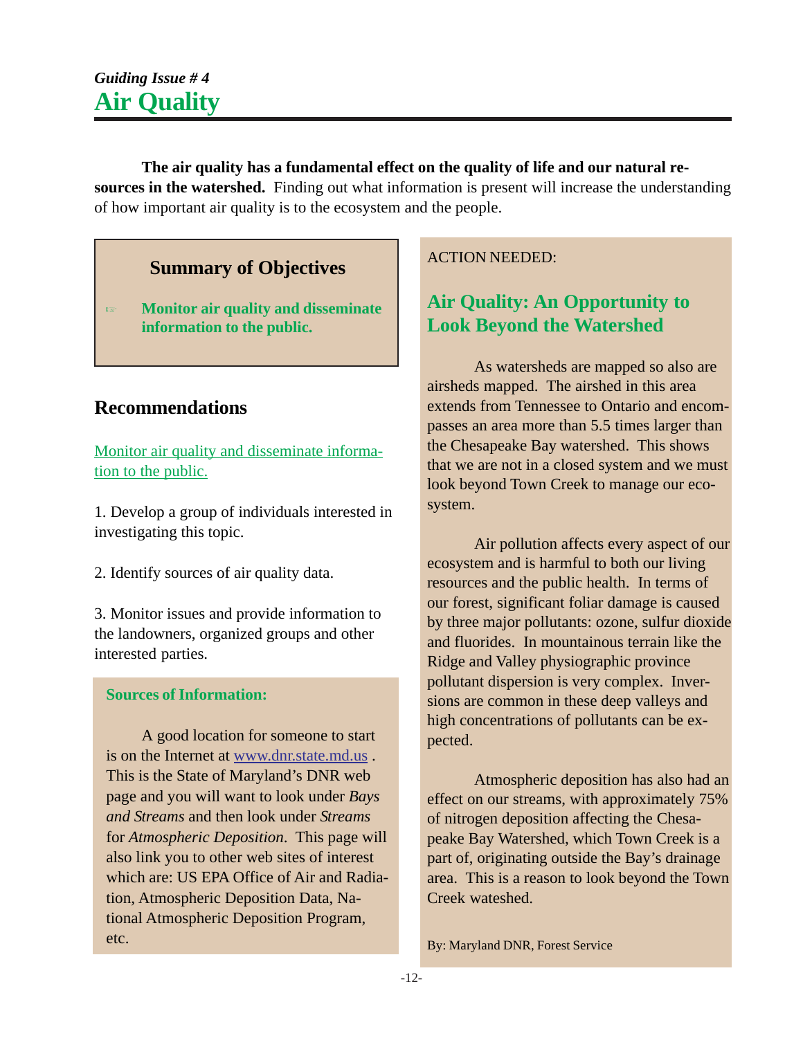*Guiding Issue # 4*

# Air Quality

**The air quality has a fundamental effect on the quality of life and our natural resources in the watershed.** Finding out what information is present will increase the understanding of how important air quality is to the ecosystem and the people.

## Summary of Objectives

☞ **Monitor air quality and disseminate information to the public.**

## Recommendations

Monitor air quality and disseminate information to the public.

1. Develop a group of individuals interested in investigating this topic.

2. Identify sources of air quality data.

3. Monitor issues and provide information to the landowners, organized groups and other interested parties.

**Sources of Information:**

A good location for someone to start is on the Internet at www.dnr.state.md.us . This is the State of Maryland's DNR web page and you will want to look under *Bays and Streams* and then look under *Streams* for *Atmospheric Deposition*. This page will also link you to other web sites of interest which are: US EPA Office of Air and Radiation, Atmospheric Deposition Data, National Atmospheric Deposition Program, etc.

ACTION NEEDED:

### Air Quality: An Opportunity to Look Beyond the Watershed

As watersheds are mapped so also are airsheds mapped. The airshed in this area extends from Tennessee to Ontario and encompasses an area more than 5.5 times larger than the Chesapeake Bay watershed. This shows that we are not in a closed system and we must look beyond Town Creek to manage our ecosystem.

Air pollution affects every aspect of our ecosystem and is harmful to both our living resources and the public health. In terms of our forest, significant foliar damage is caused by three major pollutants: ozone, sulfur dioxide and fluorides. In mountainous terrain like the Ridge and Valley physiographic province pollutant dispersion is very complex. Inversions are common in these deep valleys and high concentrations of pollutants can be expected.

Atmospheric deposition has also had an effect on our streams, with approximately 75% of nitrogen deposition affecting the Chesapeake Bay Watershed, which Town Creek is a part of, originating outside the Bay's drainage area. This is a reason to look beyond the Town Creek wateshed.

By: Maryland DNR, Forest Service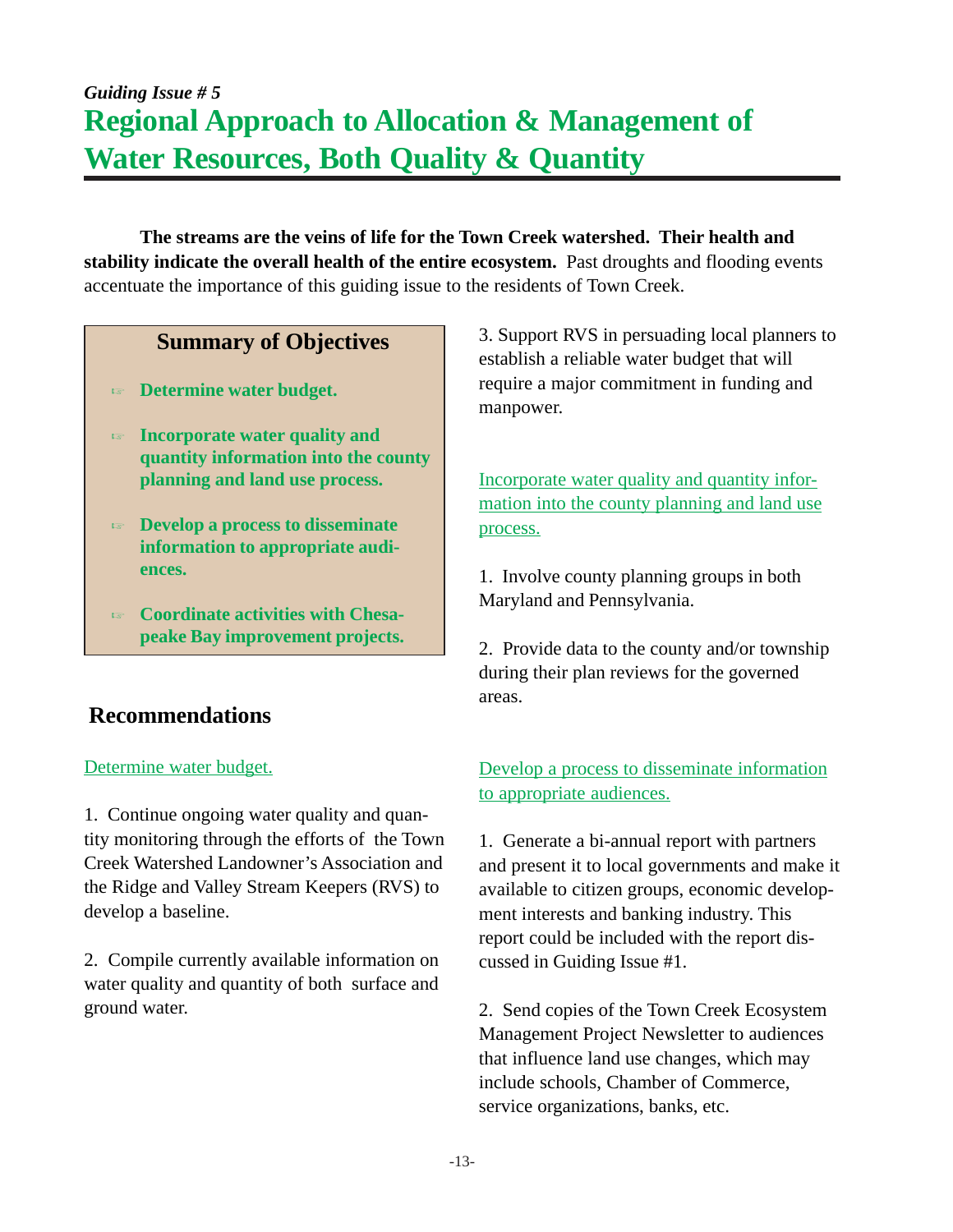*Guiding Issue # 5*

# Regional Approach to Allocation & Management of Water Resources, Both Quality & Quantity

**The streams are the veins of life for the Town Creek watershed. Their health and stability indicate the overall health of the entire ecosystem.** Past droughts and flooding events accentuate the importance of this guiding issue to the residents of Town Creek.

### Summary of Objectives

- **Determine water budget.**
- **Incorporate water quality and quantity information into the county planning and land use process.**
- **Develop a process to disseminate information to appropriate audiences.**
- **Coordinate activities with Chesapeake Bay improvement projects.**

## Recommendations

Determine water budget.

1. Continue ongoing water quality and quantity monitoring through the efforts of the Town Creek Watershed Landowner's Association and the Ridge and Valley Stream Keepers (RVS) to develop a baseline.

2. Compile currently available information on water quality and quantity of both surface and ground water.

3. Support RVS in persuading local planners to establish a reliable water budget that will require a major commitment in funding and manpower.

Incorporate water quality and quantity information into the county planning and land use process.

1. Involve county planning groups in both Maryland and Pennsylvania.

2. Provide data to the county and/or township during their plan reviews for the governed areas.

Develop a process to disseminate information to appropriate audiences.

1. Generate a bi-annual report with partners and present it to local governments and make it available to citizen groups, economic development interests and banking industry. This report could be included with the report discussed in Guiding Issue #1.

2. Send copies of the Town Creek Ecosystem Management Project Newsletter to audiences that influence land use changes, which may include schools, Chamber of Commerce, service organizations, banks, etc.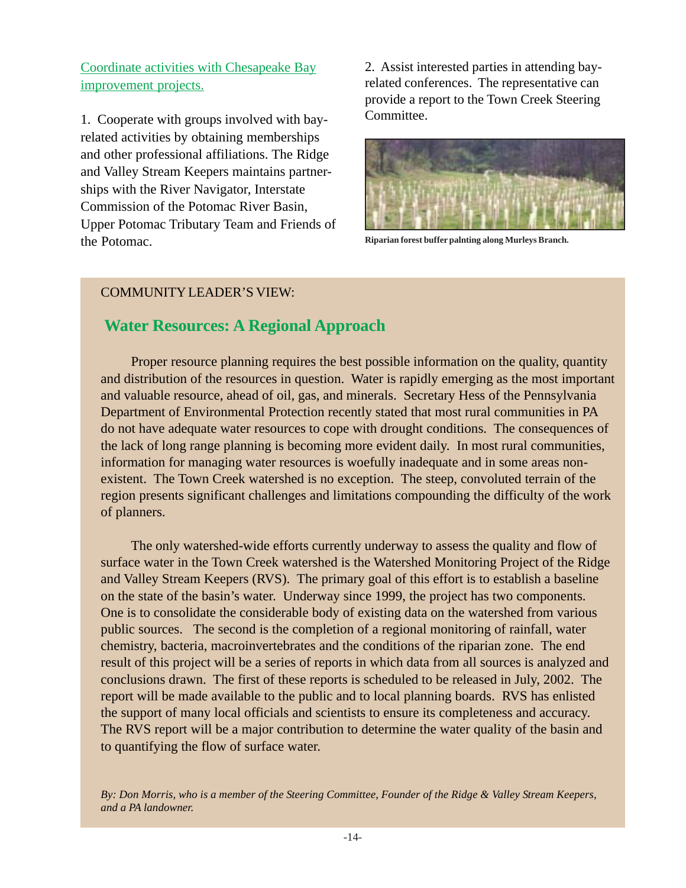Coordinate activities with Chesapeake Bay improvement projects.

1. Cooperate with groups involved with bay-related activities by obtaining memberships and other professional affiliations. The Ridge and Valley Stream Keepers maintains partnerships with the River Navigator, Interstate Commission of the Potomac River Basin, Upper Potomac Tributary Team and Friends of the Potomac.

2. Assist interested parties in attending bay-related conferences. The representative can provide a report to the Town Creek Steering Committee.

**Riparian forest buffer palnting along Murleys Branch.**

COMMUNITY LEADER'S VIEW:

## Water Resources: A Regional Approach

Proper resource planning requires the best possible information on the quality, quantity and distribution of the resources in question. Water is rapidly emerging as the most important and valuable resource, ahead of oil, gas, and minerals. Secretary Hess of the Pennsylvania Department of Environmental Protection recently stated that most rural communities in PA do not have adequate water resources to cope with drought conditions. The consequences of the lack of long range planning is becoming more evident daily. In most rural communities, information for managing water resources is woefully inadequate and in some areas non-existent. The Town Creek watershed is no exception. The steep, convoluted terrain of the region presents significant challenges and limitations compounding the difficulty of the work of planners.

The only watershed-wide efforts currently underway to assess the quality and flow of surface water in the Town Creek watershed is the Watershed Monitoring Project of the Ridge and Valley Stream Keepers (RVS). The primary goal of this effort is to establish a baseline on the state of the basin's water. Underway since 1999, the project has two components. One is to consolidate the considerable body of existing data on the watershed from various public sources. The second is the completion of a regional monitoring of rainfall, water chemistry, bacteria, macroinvertebrates and the conditions of the riparian zone. The end result of this project will be a series of reports in which data from all sources is analyzed and conclusions drawn. The first of these reports is scheduled to be released in July, 2002. The report will be made available to the public and to local planning boards. RVS has enlisted the support of many local officials and scientists to ensure its completeness and accuracy. The RVS report will be a major contribution to determine the water quality of the basin and to quantifying the flow of surface water.

*By: Don Morris, who is a member of the Steering Committee, Founder of the Ridge & Valley Stream Keepers, and a PA landowner.*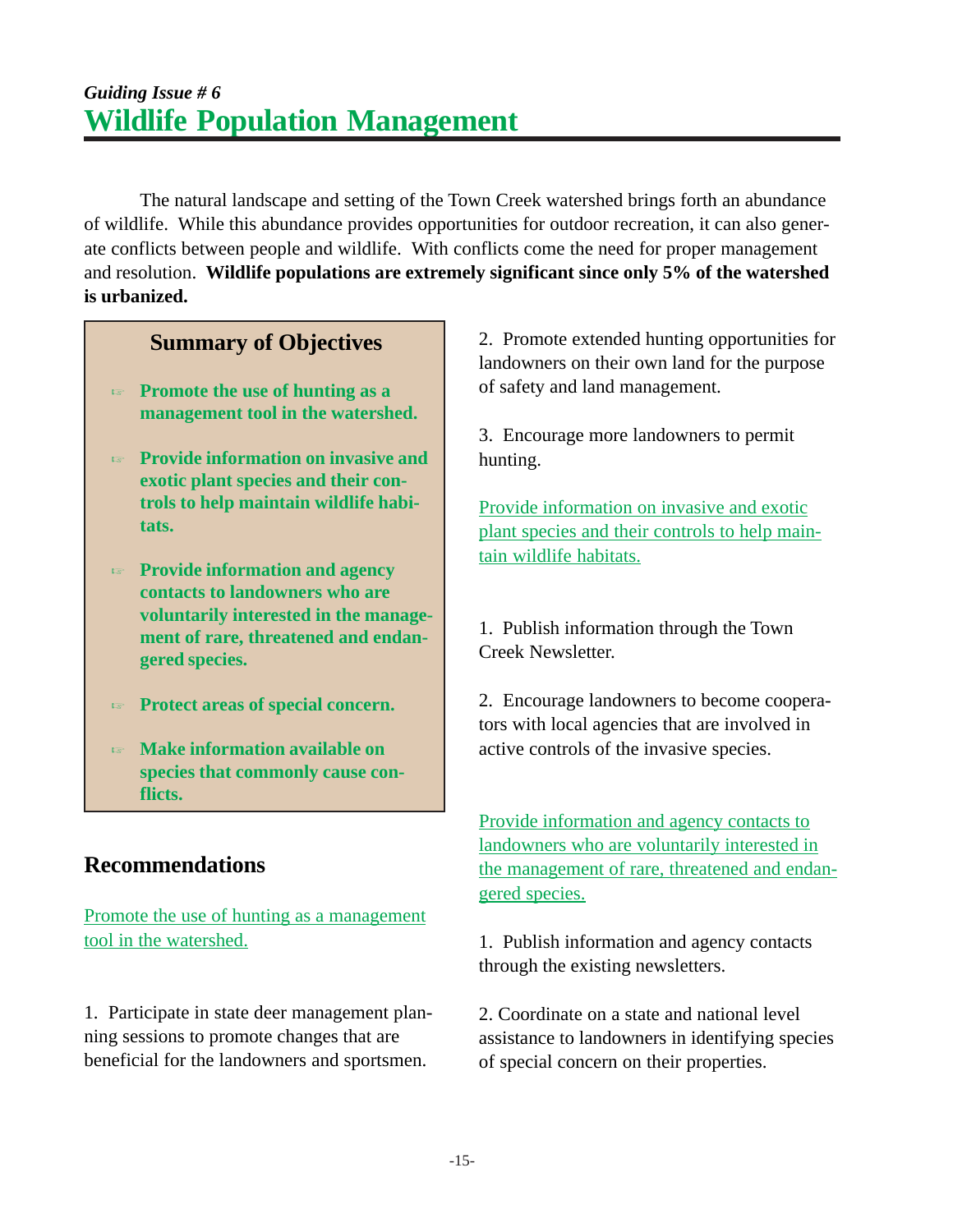*Guiding Issue # 6*

# Wildlife Population Management

The natural landscape and setting of the Town Creek watershed brings forth an abundance of wildlife. While this abundance provides opportunities for outdoor recreation, it can also generate conflicts between people and wildlife. With conflicts come the need for proper management and resolution. **Wildlife populations are extremely significant since only 5% of the watershed is urbanized.**

## Summary of Objectives

- **Promote the use of hunting as a management tool in the watershed.**
- **Provide information on invasive and exotic plant species and their controls to help maintain wildlife habitats.**
- **Provide information and agency contacts to landowners who are voluntarily interested in the management of rare, threatened and endangered species.**
- **Protect areas of special concern.**
- **Make information available on species that commonly cause conflicts.**

## Recommendations

Promote the use of hunting as a management tool in the watershed.

1. Participate in state deer management planning sessions to promote changes that are beneficial for the landowners and sportsmen.

2. Promote extended hunting opportunities for landowners on their own land for the purpose of safety and land management.

3. Encourage more landowners to permit hunting.

Provide information on invasive and exotic plant species and their controls to help maintain wildlife habitats.

1. Publish information through the Town Creek Newsletter.

2. Encourage landowners to become cooperators with local agencies that are involved in active controls of the invasive species.

Provide information and agency contacts to landowners who are voluntarily interested in the management of rare, threatened and endangered species.

1. Publish information and agency contacts through the existing newsletters.

2. Coordinate on a state and national level assistance to landowners in identifying species of special concern on their properties.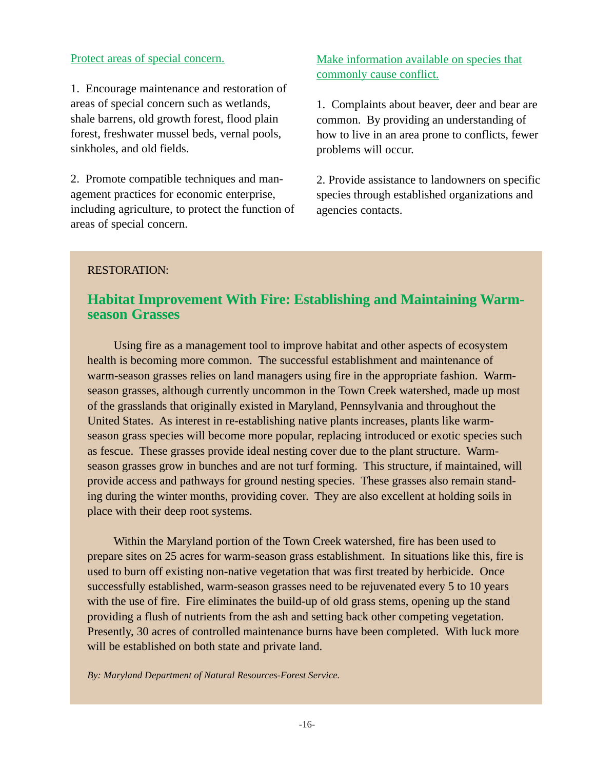Protect areas of special concern.

1. Encourage maintenance and restoration of areas of special concern such as wetlands, shale barrens, old growth forest, flood plain forest, freshwater mussel beds, vernal pools, sinkholes, and old fields.

2. Promote compatible techniques and management practices for economic enterprise, including agriculture, to protect the function of areas of special concern.

Make information available on species that commonly cause conflict.

1. Complaints about beaver, deer and bear are common. By providing an understanding of how to live in an area prone to conflicts, fewer problems will occur.

2. Provide assistance to landowners on specific species through established organizations and agencies contacts.

RESTORATION:

## Habitat Improvement With Fire: Establishing and Maintaining Warm-season Grasses

Using fire as a management tool to improve habitat and other aspects of ecosystem health is becoming more common. The successful establishment and maintenance of warm-season grasses relies on land managers using fire in the appropriate fashion. Warm-season grasses, although currently uncommon in the Town Creek watershed, made up most of the grasslands that originally existed in Maryland, Pennsylvania and throughout the United States. As interest in re-establishing native plants increases, plants like warm-season grass species will become more popular, replacing introduced or exotic species such as fescue. These grasses provide ideal nesting cover due to the plant structure. Warm-season grasses grow in bunches and are not turf forming. This structure, if maintained, will provide access and pathways for ground nesting species. These grasses also remain standing during the winter months, providing cover. They are also excellent at holding soils in place with their deep root systems.

Within the Maryland portion of the Town Creek watershed, fire has been used to prepare sites on 25 acres for warm-season grass establishment. In situations like this, fire is used to burn off existing non-native vegetation that was first treated by herbicide. Once successfully established, warm-season grasses need to be rejuvenated every 5 to 10 years with the use of fire. Fire eliminates the build-up of old grass stems, opening up the stand providing a flush of nutrients from the ash and setting back other competing vegetation. Presently, 30 acres of controlled maintenance burns have been completed. With luck more will be established on both state and private land.

*By: Maryland Department of Natural Resources-Forest Service.*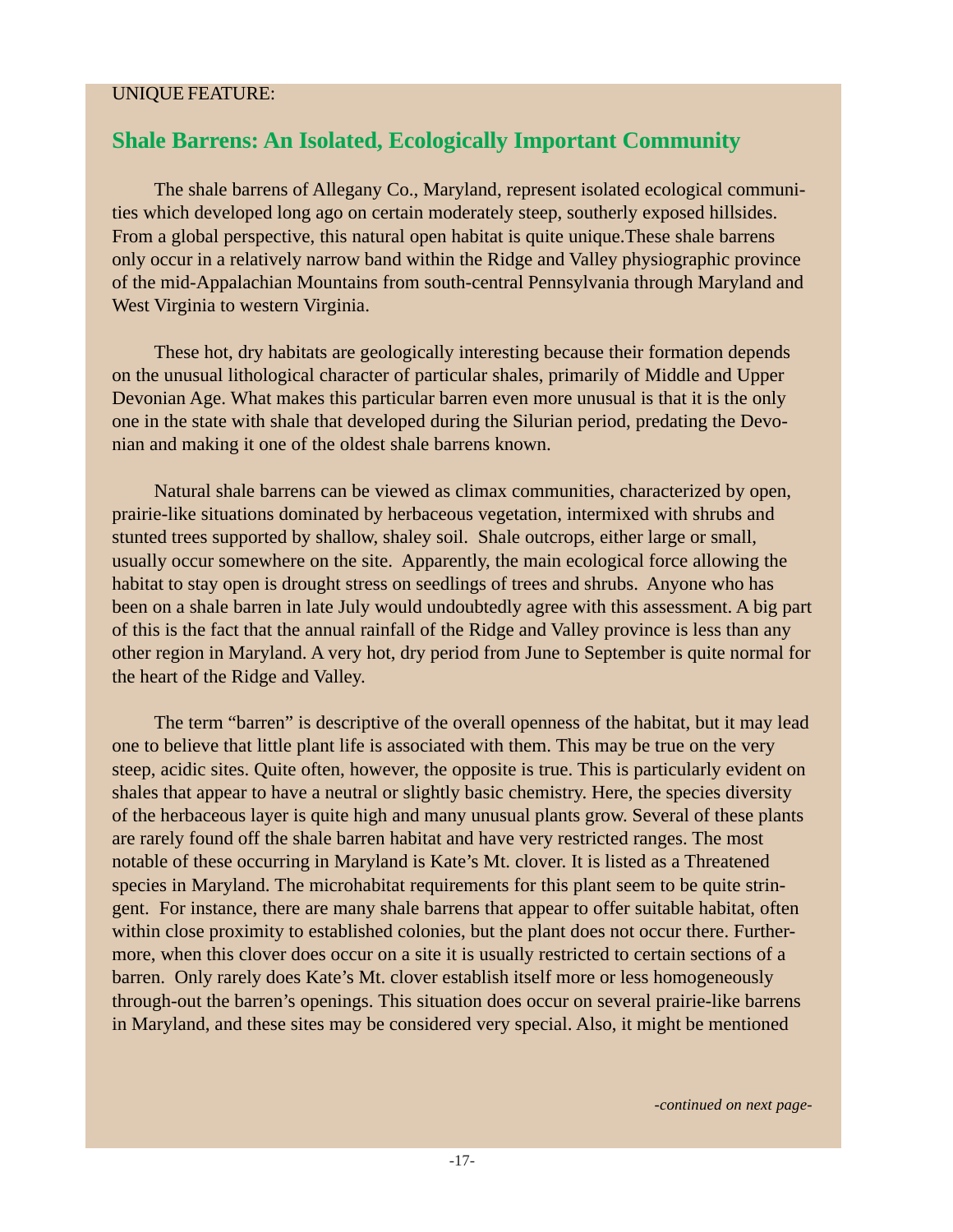UNIQUE FEATURE:

## Shale Barrens: An Isolated, Ecologically Important Community

The shale barrens of Allegany Co., Maryland, represent isolated ecological communities which developed long ago on certain moderately steep, southerly exposed hillsides. From a global perspective, this natural open habitat is quite unique.These shale barrens only occur in a relatively narrow band within the Ridge and Valley physiographic province of the mid-Appalachian Mountains from south-central Pennsylvania through Maryland and West Virginia to western Virginia.

These hot, dry habitats are geologically interesting because their formation depends on the unusual lithological character of particular shales, primarily of Middle and Upper Devonian Age. What makes this particular barren even more unusual is that it is the only one in the state with shale that developed during the Silurian period, predating the Devonian and making it one of the oldest shale barrens known.

Natural shale barrens can be viewed as climax communities, characterized by open, prairie-like situations dominated by herbaceous vegetation, intermixed with shrubs and stunted trees supported by shallow, shaley soil. Shale outcrops, either large or small, usually occur somewhere on the site. Apparently, the main ecological force allowing the habitat to stay open is drought stress on seedlings of trees and shrubs. Anyone who has been on a shale barren in late July would undoubtedly agree with this assessment. A big part of this is the fact that the annual rainfall of the Ridge and Valley province is less than any other region in Maryland. A very hot, dry period from June to September is quite normal for the heart of the Ridge and Valley.

The term "barren" is descriptive of the overall openness of the habitat, but it may lead one to believe that little plant life is associated with them. This may be true on the very steep, acidic sites. Quite often, however, the opposite is true. This is particularly evident on shales that appear to have a neutral or slightly basic chemistry. Here, the species diversity of the herbaceous layer is quite high and many unusual plants grow. Several of these plants are rarely found off the shale barren habitat and have very restricted ranges. The most notable of these occurring in Maryland is Kate's Mt. clover. It is listed as a Threatened species in Maryland. The microhabitat requirements for this plant seem to be quite stringent. For instance, there are many shale barrens that appear to offer suitable habitat, often within close proximity to established colonies, but the plant does not occur there. Furthermore, when this clover does occur on a site it is usually restricted to certain sections of a barren. Only rarely does Kate's Mt. clover establish itself more or less homogeneously through-out the barren's openings. This situation does occur on several prairie-like barrens in Maryland, and these sites may be considered very special. Also, it might be mentioned

*-continued on next page-*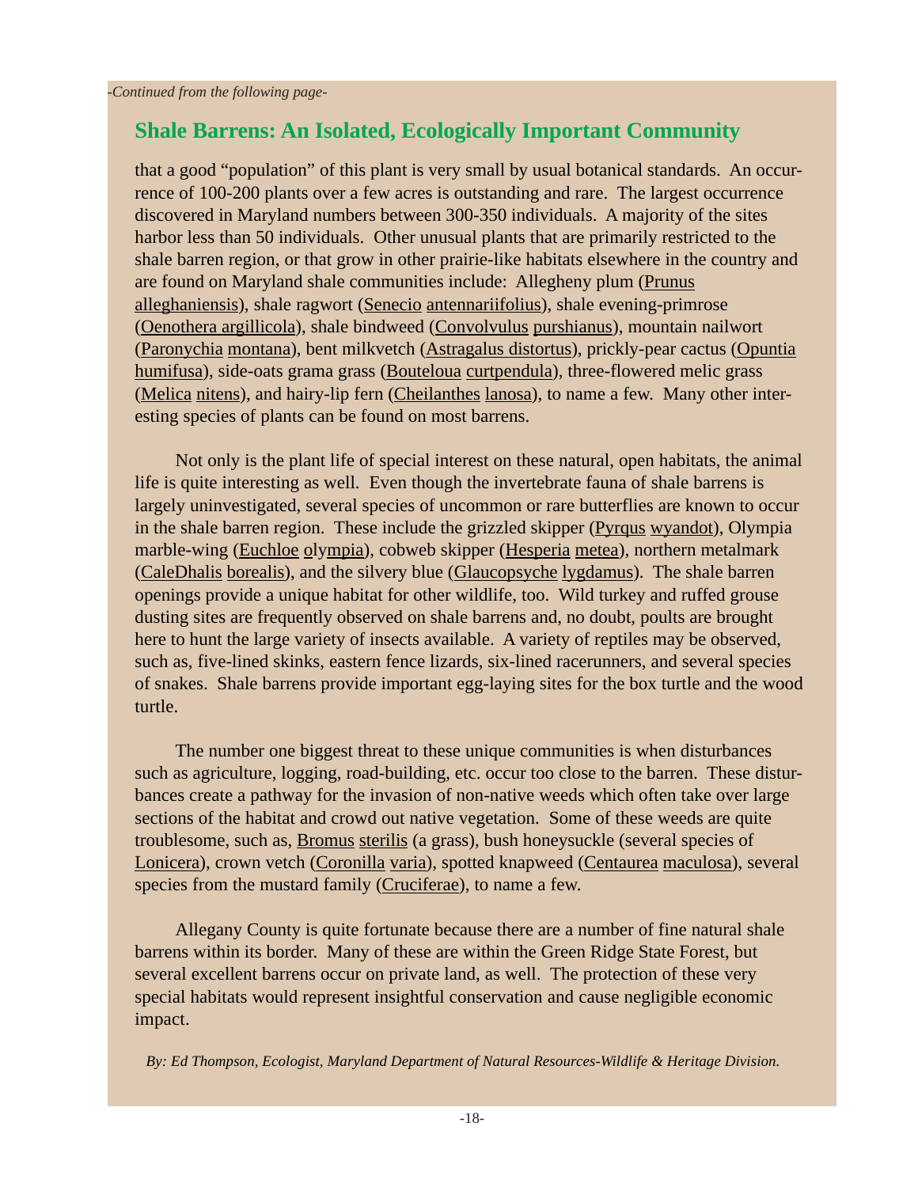*-Continued from the following page-*

## Shale Barrens: An Isolated, Ecologically Important Community

that a good "population" of this plant is very small by usual botanical standards. An occurrence of 100-200 plants over a few acres is outstanding and rare. The largest occurrence discovered in Maryland numbers between 300-350 individuals. A majority of the sites harbor less than 50 individuals. Other unusual plants that are primarily restricted to the shale barren region, or that grow in other prairie-like habitats elsewhere in the country and are found on Maryland shale communities include: Allegheny plum (Prunus alleghaniensis), shale ragwort (Senecio antennariifolius), shale evening-primrose (Oenothera argillicola), shale bindweed (Convolvulus purshianus), mountain nailwort (Paronychia montana), bent milkvetch (Astragalus distortus), prickly-pear cactus (Opuntia humifusa), side-oats grama grass (Bouteloua curtpendula), three-flowered melic grass (Melica nitens), and hairy-lip fern (Cheilanthes lanosa), to name a few. Many other interesting species of plants can be found on most barrens.

Not only is the plant life of special interest on these natural, open habitats, the animal life is quite interesting as well. Even though the invertebrate fauna of shale barrens is largely uninvestigated, several species of uncommon or rare butterflies are known to occur in the shale barren region. These include the grizzled skipper (Pyrqus wyandot), Olympia marble-wing (Euchloe olympia), cobweb skipper (Hesperia metea), northern metalmark (CaleDhalis borealis), and the silvery blue (Glaucopsyche lygdamus). The shale barren openings provide a unique habitat for other wildlife, too. Wild turkey and ruffed grouse dusting sites are frequently observed on shale barrens and, no doubt, poults are brought here to hunt the large variety of insects available. A variety of reptiles may be observed, such as, five-lined skinks, eastern fence lizards, six-lined racerunners, and several species of snakes. Shale barrens provide important egg-laying sites for the box turtle and the wood turtle.

The number one biggest threat to these unique communities is when disturbances such as agriculture, logging, road-building, etc. occur too close to the barren. These disturbances create a pathway for the invasion of non-native weeds which often take over large sections of the habitat and crowd out native vegetation. Some of these weeds are quite troublesome, such as, Bromus sterilis (a grass), bush honeysuckle (several species of Lonicera), crown vetch (Coronilla varia), spotted knapweed (Centaurea maculosa), several species from the mustard family (Cruciferae), to name a few.

Allegany County is quite fortunate because there are a number of fine natural shale barrens within its border. Many of these are within the Green Ridge State Forest, but several excellent barrens occur on private land, as well. The protection of these very special habitats would represent insightful conservation and cause negligible economic impact.

*By: Ed Thompson, Ecologist, Maryland Department of Natural Resources-Wildlife & Heritage Division.*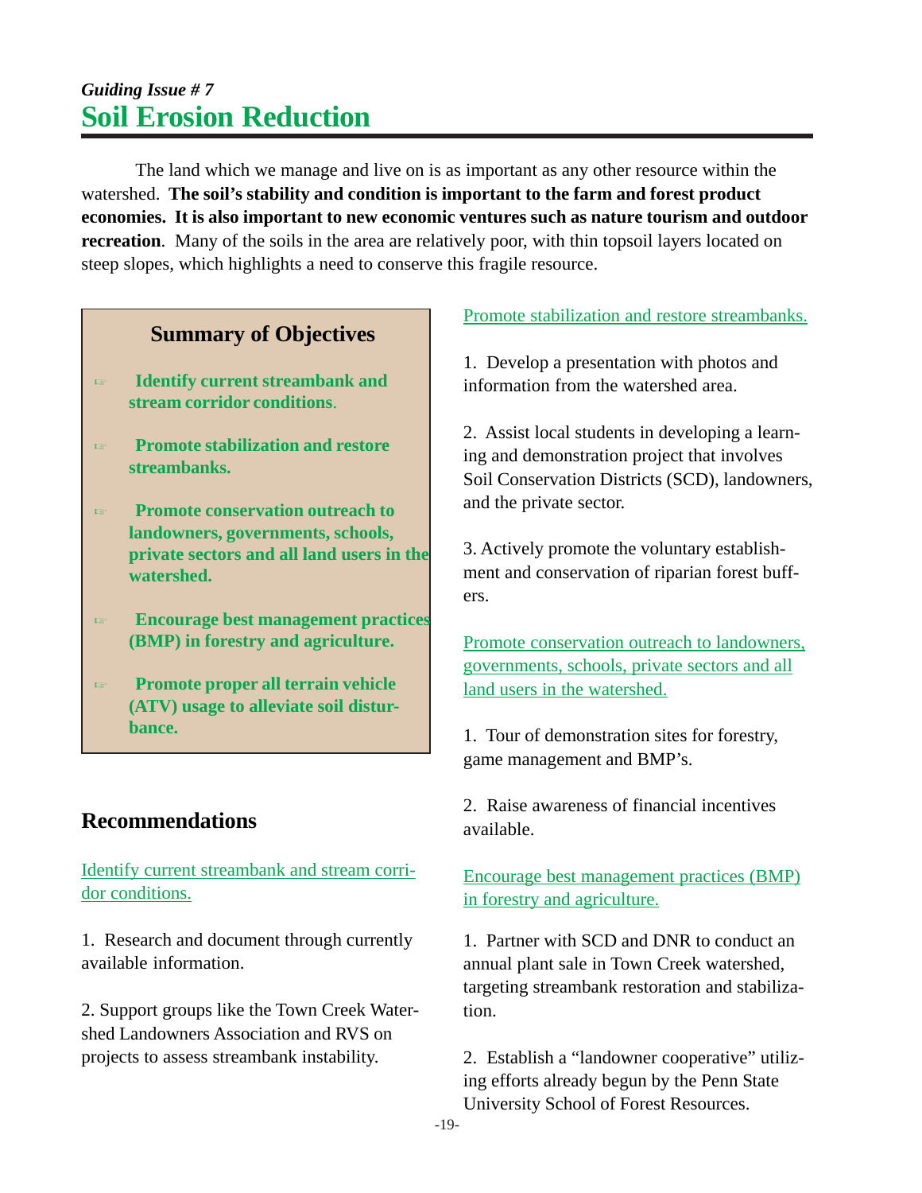*Guiding Issue # 7*

# Soil Erosion Reduction

The land which we manage and live on is as important as any other resource within the watershed. **The soil's stability and condition is important to the farm and forest product economies. It is also important to new economic ventures such as nature tourism and outdoor recreation**. Many of the soils in the area are relatively poor, with thin topsoil layers located on steep slopes, which highlights a need to conserve this fragile resource.

### Summary of Objectives

- **Identify current streambank and stream corridor conditions.**
- **Promote stabilization and restore streambanks.**
- **Promote conservation outreach to landowners, governments, schools, private sectors and all land users in the watershed.**
- **Encourage best management practices (BMP) in forestry and agriculture.**
- **Promote proper all terrain vehicle (ATV) usage to alleviate soil disturbance.**

## Recommendations

Identify current streambank and stream corridor conditions.

1. Research and document through currently available information.

2. Support groups like the Town Creek Watershed Landowners Association and RVS on projects to assess streambank instability.

Promote stabilization and restore streambanks.

1. Develop a presentation with photos and information from the watershed area.

2. Assist local students in developing a learning and demonstration project that involves Soil Conservation Districts (SCD), landowners, and the private sector.

3. Actively promote the voluntary establishment and conservation of riparian forest buffers.

Promote conservation outreach to landowners, governments, schools, private sectors and all land users in the watershed.

1. Tour of demonstration sites for forestry, game management and BMP's.

2. Raise awareness of financial incentives available.

Encourage best management practices (BMP) in forestry and agriculture.

1. Partner with SCD and DNR to conduct an annual plant sale in Town Creek watershed, targeting streambank restoration and stabilization.

2. Establish a "landowner cooperative" utilizing efforts already begun by the Penn State University School of Forest Resources.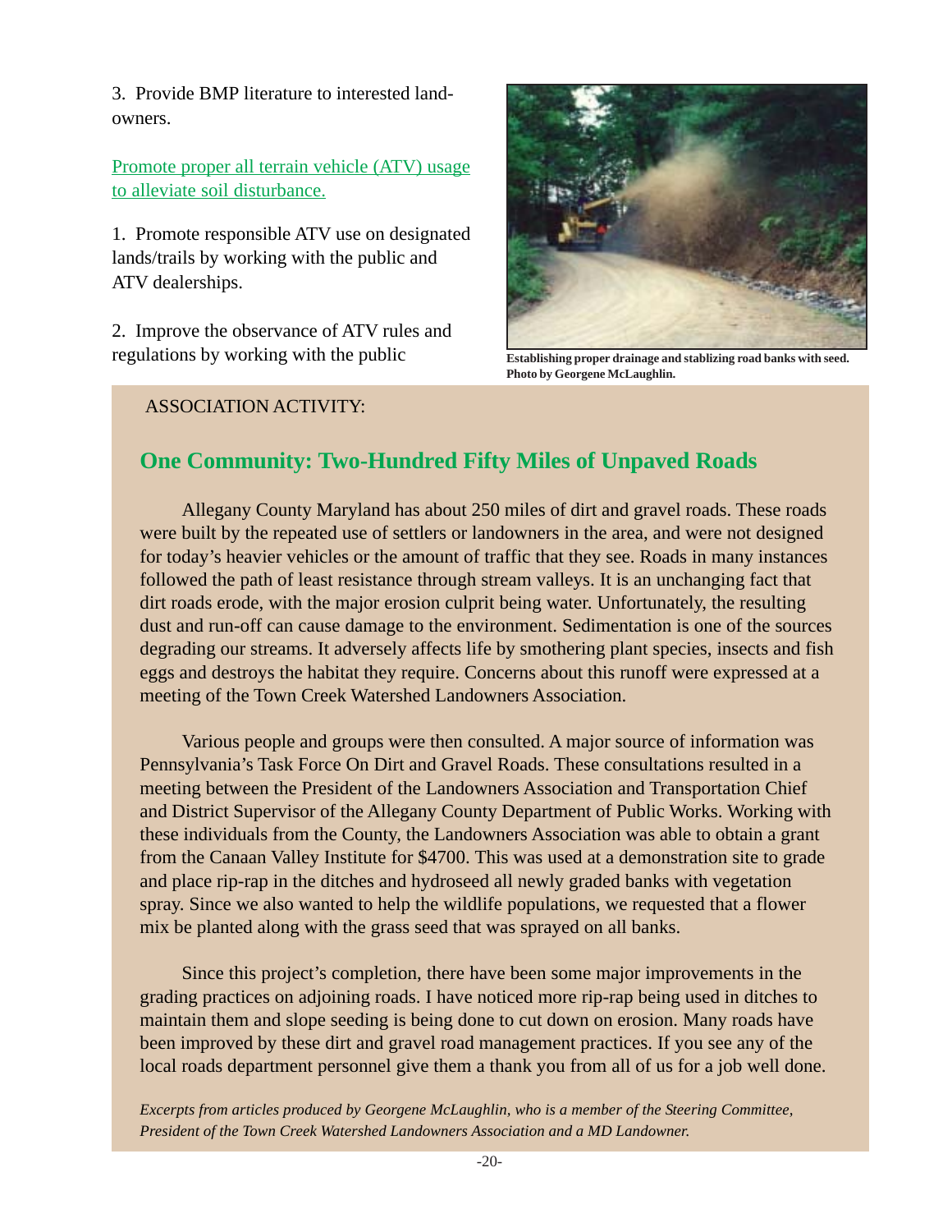3. Provide BMP literature to interested landowners.

Promote proper all terrain vehicle (ATV) usage to alleviate soil disturbance.

1. Promote responsible ATV use on designated lands/trails by working with the public and ATV dealerships.

2. Improve the observance of ATV rules and regulations by working with the public

**Establishing proper drainage and stablizing road banks with seed. Photo by Georgene McLaughlin.**

ASSOCIATION ACTIVITY:

## One Community: Two-Hundred Fifty Miles of Unpaved Roads

Allegany County Maryland has about 250 miles of dirt and gravel roads. These roads were built by the repeated use of settlers or landowners in the area, and were not designed for today's heavier vehicles or the amount of traffic that they see. Roads in many instances followed the path of least resistance through stream valleys. It is an unchanging fact that dirt roads erode, with the major erosion culprit being water. Unfortunately, the resulting dust and run-off can cause damage to the environment. Sedimentation is one of the sources degrading our streams. It adversely affects life by smothering plant species, insects and fish eggs and destroys the habitat they require. Concerns about this runoff were expressed at a meeting of the Town Creek Watershed Landowners Association.

Various people and groups were then consulted. A major source of information was Pennsylvania's Task Force On Dirt and Gravel Roads. These consultations resulted in a meeting between the President of the Landowners Association and Transportation Chief and District Supervisor of the Allegany County Department of Public Works. Working with these individuals from the County, the Landowners Association was able to obtain a grant from the Canaan Valley Institute for $4700. This was used at a demonstration site to grade and place rip-rap in the ditches and hydroseed all newly graded banks with vegetation spray. Since we also wanted to help the wildlife populations, we requested that a flower mix be planted along with the grass seed that was sprayed on all banks.

Since this project's completion, there have been some major improvements in the grading practices on adjoining roads. I have noticed more rip-rap being used in ditches to maintain them and slope seeding is being done to cut down on erosion. Many roads have been improved by these dirt and gravel road management practices. If you see any of the local roads department personnel give them a thank you from all of us for a job well done.

*Excerpts from articles produced by Georgene McLaughlin, who is a member of the Steering Committee, President of the Town Creek Watershed Landowners Association and a MD Landowner.*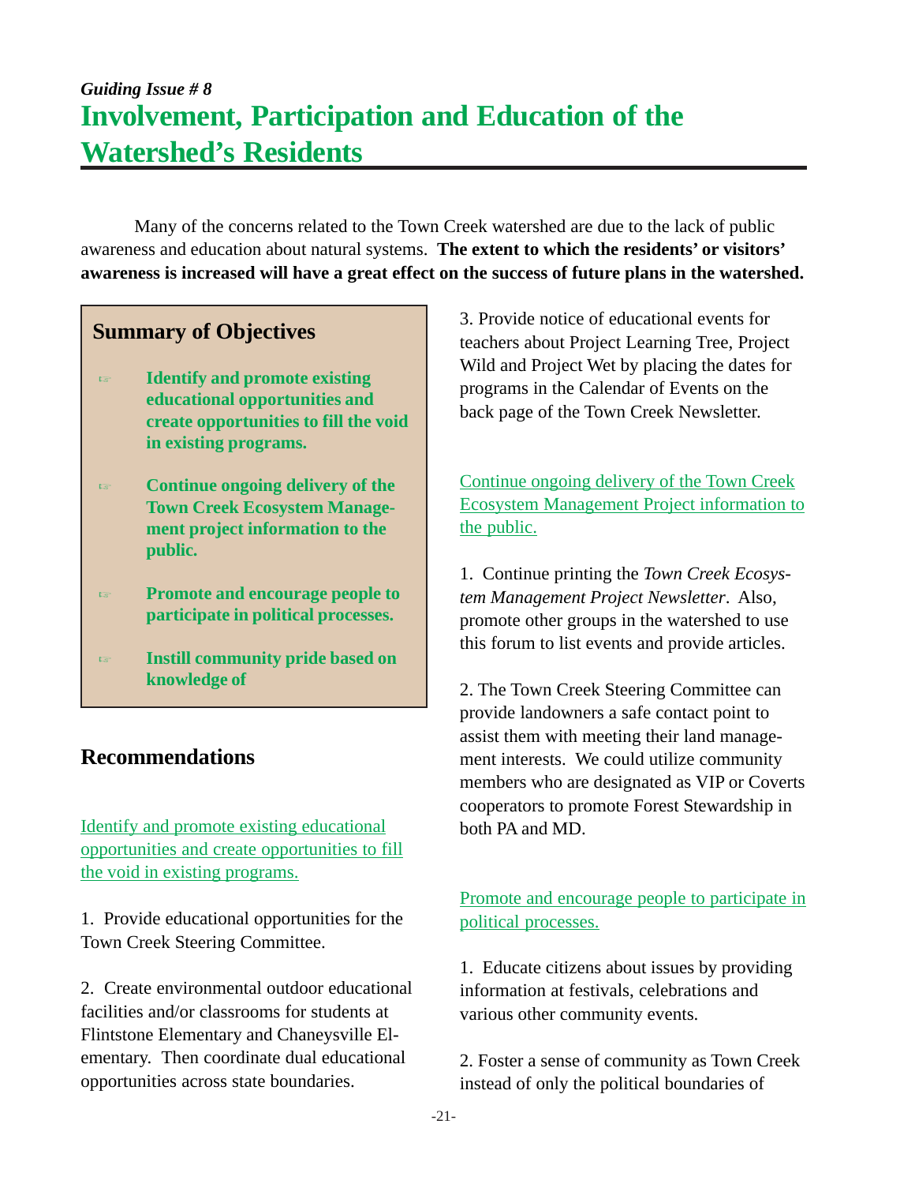*Guiding Issue # 8*

# Involvement, Participation and Education of the Watershed's Residents

Many of the concerns related to the Town Creek watershed are due to the lack of public awareness and education about natural systems. **The extent to which the residents' or visitors' awareness is increased will have a great effect on the success of future plans in the watershed.**

### Summary of Objectives

- **Identify and promote existing educational opportunities and create opportunities to fill the void in existing programs.**
- **Continue ongoing delivery of the Town Creek Ecosystem Management project information to the public.**
- **Promote and encourage people to participate in political processes.**
- **Instill community pride based on knowledge of**

## Recommendations

Identify and promote existing educational opportunities and create opportunities to fill the void in existing programs.

1. Provide educational opportunities for the Town Creek Steering Committee.

2. Create environmental outdoor educational facilities and/or classrooms for students at Flintstone Elementary and Chaneysville Elementary. Then coordinate dual educational opportunities across state boundaries.

3. Provide notice of educational events for teachers about Project Learning Tree, Project Wild and Project Wet by placing the dates for programs in the Calendar of Events on the back page of the Town Creek Newsletter.

Continue ongoing delivery of the Town Creek Ecosystem Management Project information to the public.

1. Continue printing the *Town Creek Ecosystem Management Project Newsletter*. Also, promote other groups in the watershed to use this forum to list events and provide articles.

2. The Town Creek Steering Committee can provide landowners a safe contact point to assist them with meeting their land management interests. We could utilize community members who are designated as VIP or Coverts cooperators to promote Forest Stewardship in both PA and MD.

Promote and encourage people to participate in political processes.

1. Educate citizens about issues by providing information at festivals, celebrations and various other community events.

2. Foster a sense of community as Town Creek instead of only the political boundaries of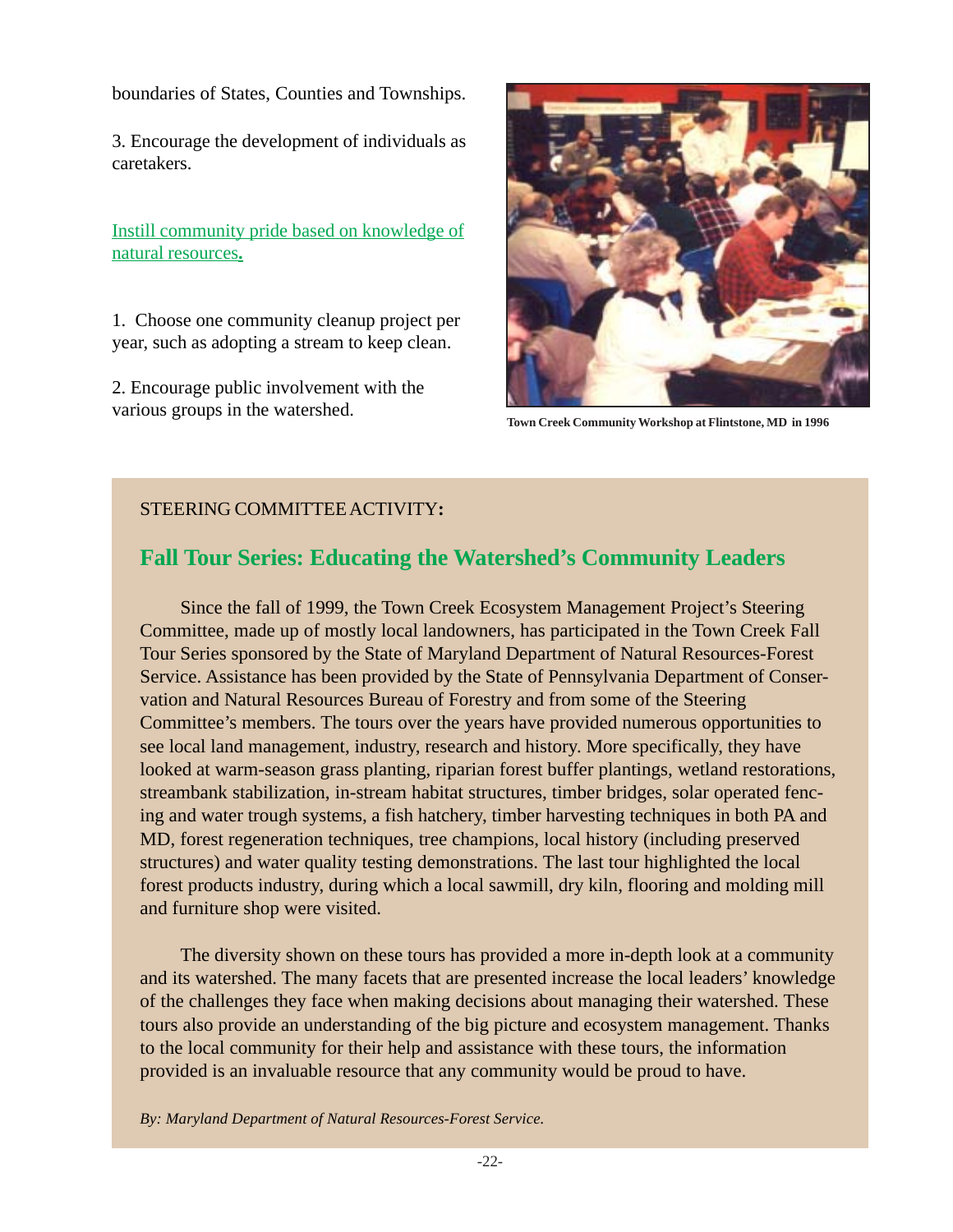boundaries of States, Counties and Townships.

3. Encourage the development of individuals as caretakers.

Instill community pride based on knowledge of natural resources.

1. Choose one community cleanup project per year, such as adopting a stream to keep clean.

2. Encourage public involvement with the various groups in the watershed.

**Town Creek Community Workshop at Flintstone, MD in 1996**

STEERING COMMITTEE ACTIVITY:

## Fall Tour Series: Educating the Watershed's Community Leaders

Since the fall of 1999, the Town Creek Ecosystem Management Project's Steering Committee, made up of mostly local landowners, has participated in the Town Creek Fall Tour Series sponsored by the State of Maryland Department of Natural Resources-Forest Service. Assistance has been provided by the State of Pennsylvania Department of Conservation and Natural Resources Bureau of Forestry and from some of the Steering Committee's members. The tours over the years have provided numerous opportunities to see local land management, industry, research and history. More specifically, they have looked at warm-season grass planting, riparian forest buffer plantings, wetland restorations, streambank stabilization, in-stream habitat structures, timber bridges, solar operated fencing and water trough systems, a fish hatchery, timber harvesting techniques in both PA and MD, forest regeneration techniques, tree champions, local history (including preserved structures) and water quality testing demonstrations. The last tour highlighted the local forest products industry, during which a local sawmill, dry kiln, flooring and molding mill and furniture shop were visited.

The diversity shown on these tours has provided a more in-depth look at a community and its watershed. The many facets that are presented increase the local leaders' knowledge of the challenges they face when making decisions about managing their watershed. These tours also provide an understanding of the big picture and ecosystem management. Thanks to the local community for their help and assistance with these tours, the information provided is an invaluable resource that any community would be proud to have.

*By: Maryland Department of Natural Resources-Forest Service.*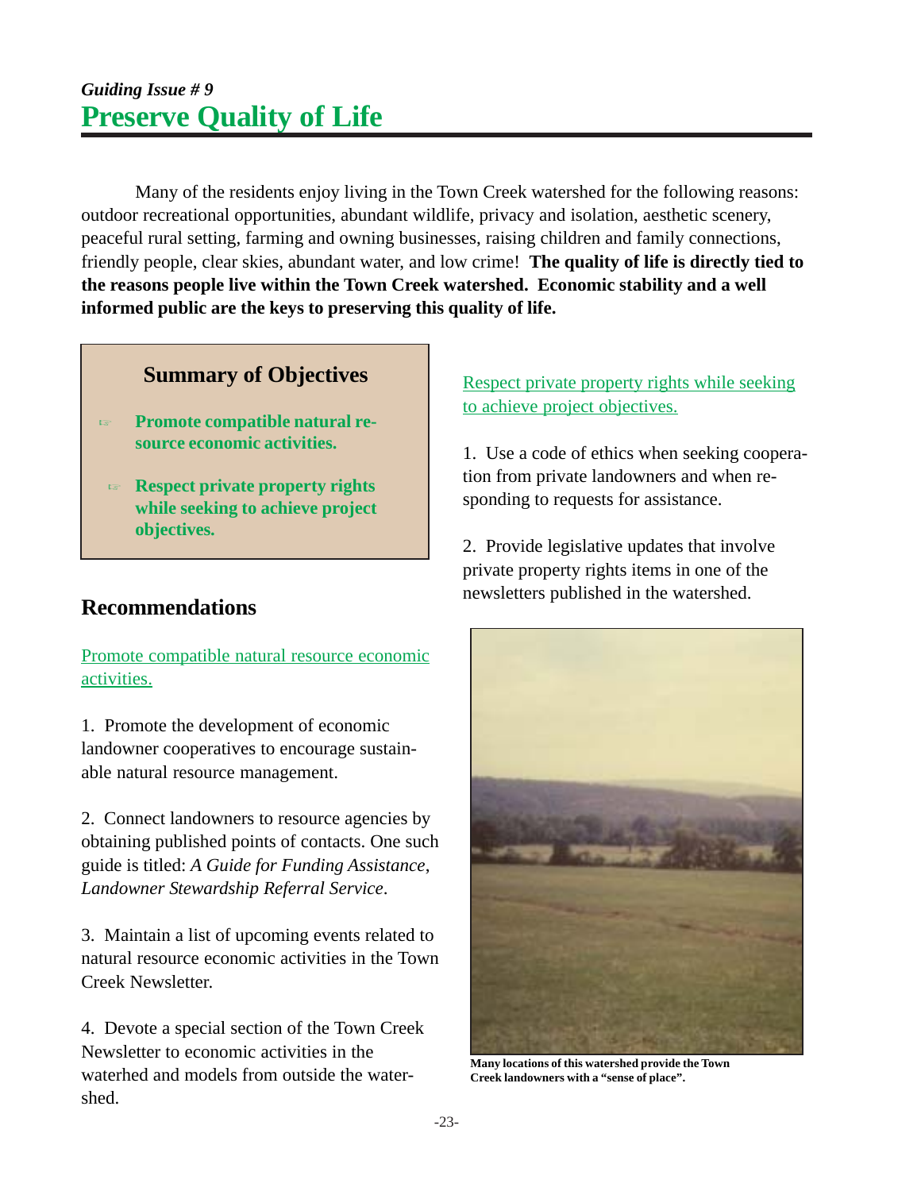*Guiding Issue # 9*

# Preserve Quality of Life

Many of the residents enjoy living in the Town Creek watershed for the following reasons: outdoor recreational opportunities, abundant wildlife, privacy and isolation, aesthetic scenery, peaceful rural setting, farming and owning businesses, raising children and family connections, friendly people, clear skies, abundant water, and low crime! **The quality of life is directly tied to the reasons people live within the Town Creek watershed. Economic stability and a well informed public are the keys to preserving this quality of life.**

### Summary of Objectives

- **Promote compatible natural resource economic activities.**
- **Respect private property rights while seeking to achieve project objectives.**

## Recommendations

Promote compatible natural resource economic activities.

1. Promote the development of economic landowner cooperatives to encourage sustainable natural resource management.

2. Connect landowners to resource agencies by obtaining published points of contacts. One such guide is titled: *A Guide for Funding Assistance*, *Landowner Stewardship Referral Service*.

3. Maintain a list of upcoming events related to natural resource economic activities in the Town Creek Newsletter.

4. Devote a special section of the Town Creek Newsletter to economic activities in the waterhed and models from outside the watershed.

Respect private property rights while seeking to achieve project objectives.

1. Use a code of ethics when seeking cooperation from private landowners and when responding to requests for assistance.

2. Provide legislative updates that involve private property rights items in one of the newsletters published in the watershed.

**Many locations of this watershed provide the Town Creek landowners with a "sense of place".**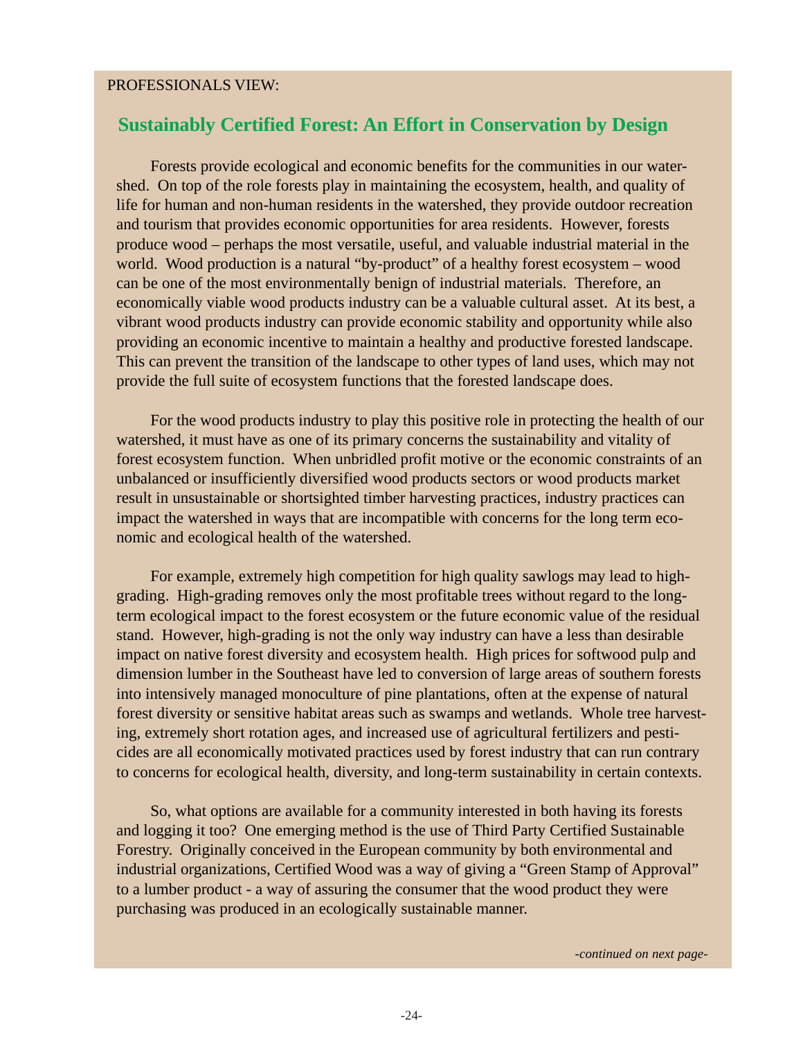PROFESSIONALS VIEW:

## Sustainably Certified Forest: An Effort in Conservation by Design

Forests provide ecological and economic benefits for the communities in our watershed. On top of the role forests play in maintaining the ecosystem, health, and quality of life for human and non-human residents in the watershed, they provide outdoor recreation and tourism that provides economic opportunities for area residents. However, forests produce wood – perhaps the most versatile, useful, and valuable industrial material in the world. Wood production is a natural "by-product" of a healthy forest ecosystem – wood can be one of the most environmentally benign of industrial materials. Therefore, an economically viable wood products industry can be a valuable cultural asset. At its best, a vibrant wood products industry can provide economic stability and opportunity while also providing an economic incentive to maintain a healthy and productive forested landscape. This can prevent the transition of the landscape to other types of land uses, which may not provide the full suite of ecosystem functions that the forested landscape does.

For the wood products industry to play this positive role in protecting the health of our watershed, it must have as one of its primary concerns the sustainability and vitality of forest ecosystem function. When unbridled profit motive or the economic constraints of an unbalanced or insufficiently diversified wood products sectors or wood products market result in unsustainable or shortsighted timber harvesting practices, industry practices can impact the watershed in ways that are incompatible with concerns for the long term economic and ecological health of the watershed.

For example, extremely high competition for high quality sawlogs may lead to high-grading. High-grading removes only the most profitable trees without regard to the long-term ecological impact to the forest ecosystem or the future economic value of the residual stand. However, high-grading is not the only way industry can have a less than desirable impact on native forest diversity and ecosystem health. High prices for softwood pulp and dimension lumber in the Southeast have led to conversion of large areas of southern forests into intensively managed monoculture of pine plantations, often at the expense of natural forest diversity or sensitive habitat areas such as swamps and wetlands. Whole tree harvesting, extremely short rotation ages, and increased use of agricultural fertilizers and pesticides are all economically motivated practices used by forest industry that can run contrary to concerns for ecological health, diversity, and long-term sustainability in certain contexts.

So, what options are available for a community interested in both having its forests and logging it too? One emerging method is the use of Third Party Certified Sustainable Forestry. Originally conceived in the European community by both environmental and industrial organizations, Certified Wood was a way of giving a "Green Stamp of Approval" to a lumber product - a way of assuring the consumer that the wood product they were purchasing was produced in an ecologically sustainable manner.

*-continued on next page-*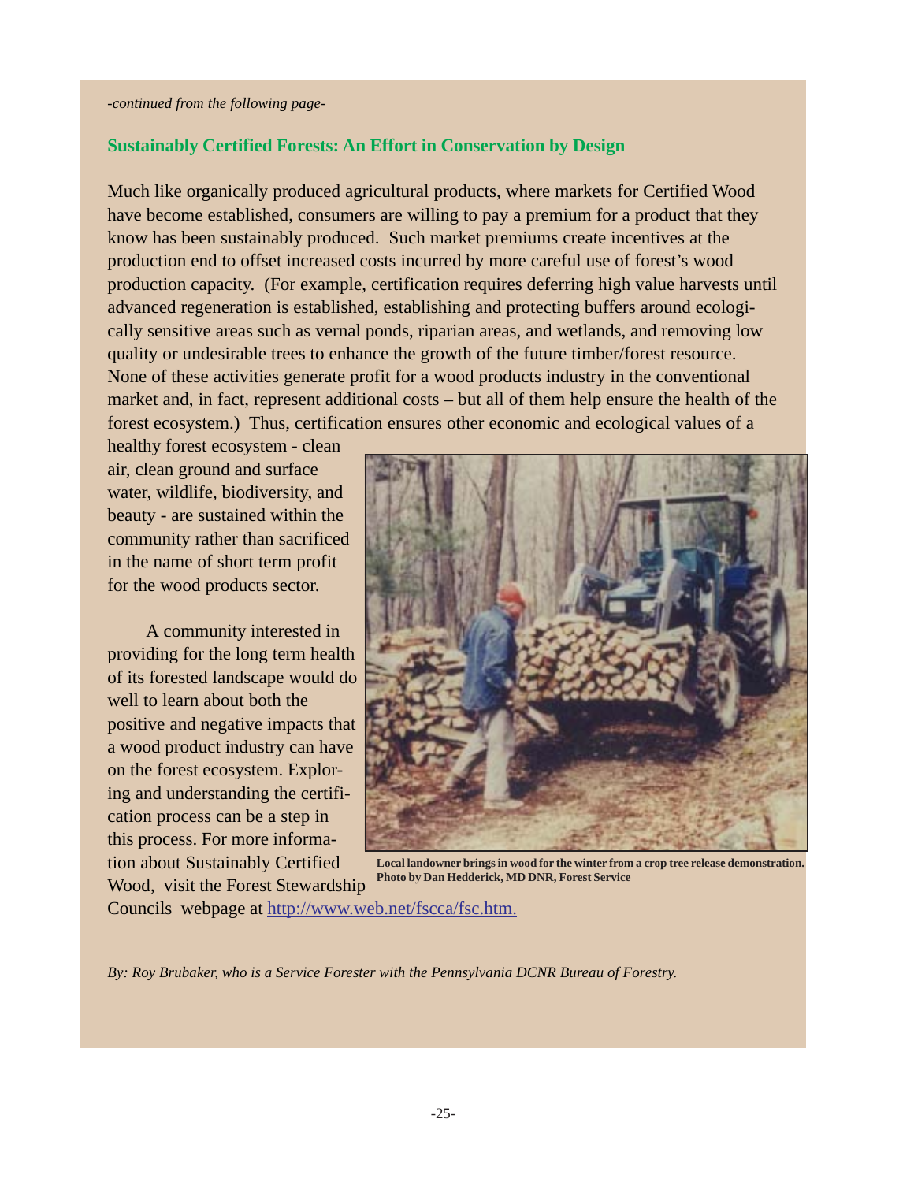*-continued from the following page-*

## Sustainably Certified Forests: An Effort in Conservation by Design

Much like organically produced agricultural products, where markets for Certified Wood have become established, consumers are willing to pay a premium for a product that they know has been sustainably produced. Such market premiums create incentives at the production end to offset increased costs incurred by more careful use of forest's wood production capacity. (For example, certification requires deferring high value harvests until advanced regeneration is established, establishing and protecting buffers around ecologically sensitive areas such as vernal ponds, riparian areas, and wetlands, and removing low quality or undesirable trees to enhance the growth of the future timber/forest resource. None of these activities generate profit for a wood products industry in the conventional market and, in fact, represent additional costs – but all of them help ensure the health of the forest ecosystem.) Thus, certification ensures other economic and ecological values of a healthy forest ecosystem - clean air, clean ground and surface water, wildlife, biodiversity, and beauty - are sustained within the community rather than sacrificed in the name of short term profit for the wood products sector.

A community interested in providing for the long term health of its forested landscape would do well to learn about both the positive and negative impacts that a wood product industry can have on the forest ecosystem. Exploring and understanding the certification process can be a step in this process. For more information about Sustainably Certified Wood, visit the Forest Stewardship Councils webpage at http://www.web.net/fscca/fsc.htm.

**Local landowner brings in wood for the winter from a crop tree release demonstration. Photo by Dan Hedderick, MD DNR, Forest Service**

*By: Roy Brubaker, who is a Service Forester with the Pennsylvania DCNR Bureau of Forestry.*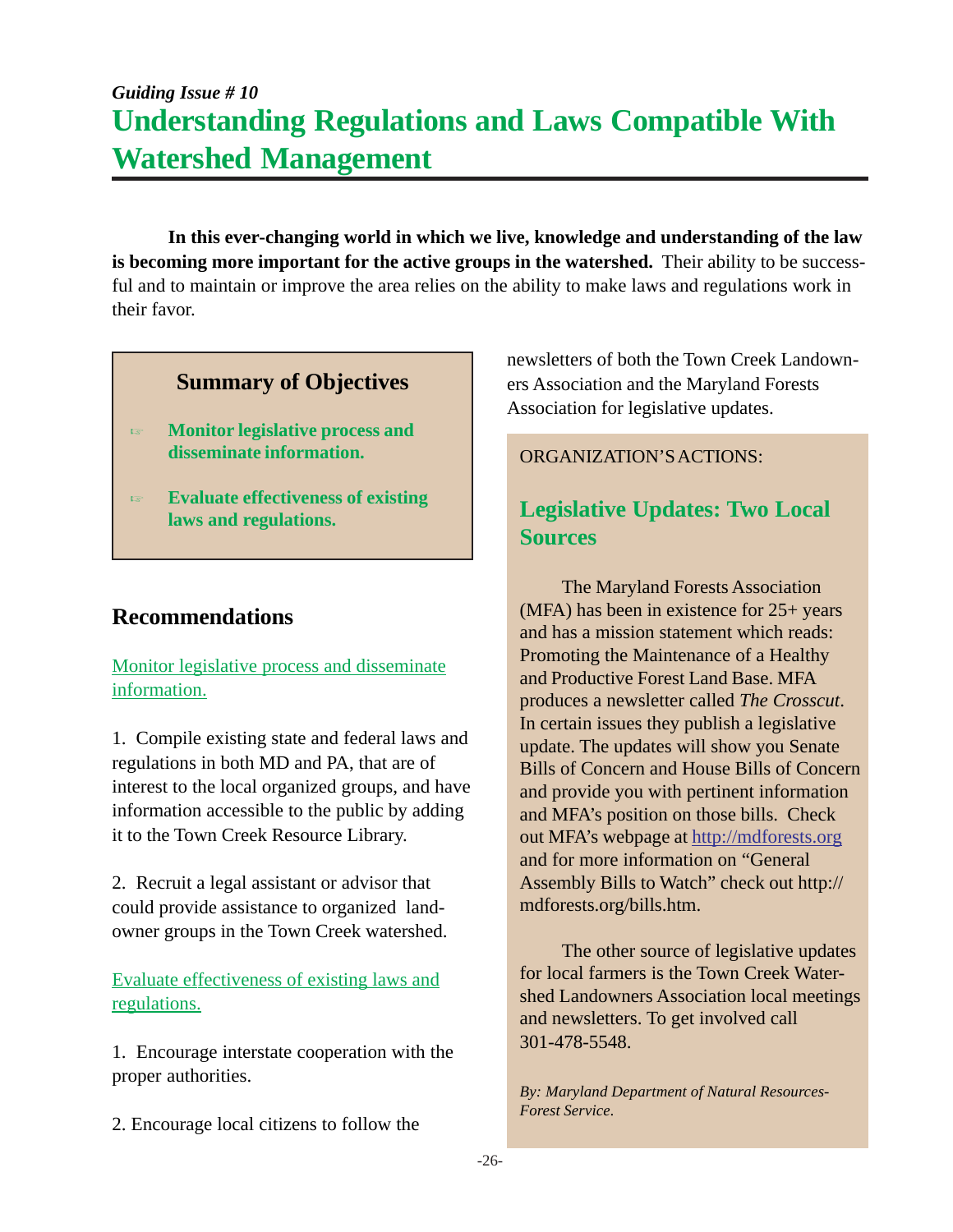*Guiding Issue # 10*

# Understanding Regulations and Laws Compatible With Watershed Management

**In this ever-changing world in which we live, knowledge and understanding of the law is becoming more important for the active groups in the watershed.** Their ability to be successful and to maintain or improve the area relies on the ability to make laws and regulations work in their favor.

> **Summary of Objectives**
>
> - **Monitor legislative process and disseminate information.**
> - **Evaluate effectiveness of existing laws and regulations.**

## Recommendations

Monitor legislative process and disseminate information.

1. Compile existing state and federal laws and regulations in both MD and PA, that are of interest to the local organized groups, and have information accessible to the public by adding it to the Town Creek Resource Library.

2. Recruit a legal assistant or advisor that could provide assistance to organized landowner groups in the Town Creek watershed.

Evaluate effectiveness of existing laws and regulations.

1. Encourage interstate cooperation with the proper authorities.

2. Encourage local citizens to follow the newsletters of both the Town Creek Landowners Association and the Maryland Forests Association for legislative updates.

> ORGANIZATION'S ACTIONS:
>
> ### Legislative Updates: Two Local Sources
>
> The Maryland Forests Association (MFA) has been in existence for 25+ years and has a mission statement which reads: Promoting the Maintenance of a Healthy and Productive Forest Land Base. MFA produces a newsletter called *The Crosscut*. In certain issues they publish a legislative update. The updates will show you Senate Bills of Concern and House Bills of Concern and provide you with pertinent information and MFA's position on those bills. Check out MFA's webpage at http://mdforests.org and for more information on "General Assembly Bills to Watch" check out http://mdforests.org/bills.htm.
>
> The other source of legislative updates for local farmers is the Town Creek Watershed Landowners Association local meetings and newsletters. To get involved call 301-478-5548.
>
> *By: Maryland Department of Natural Resources-Forest Service.*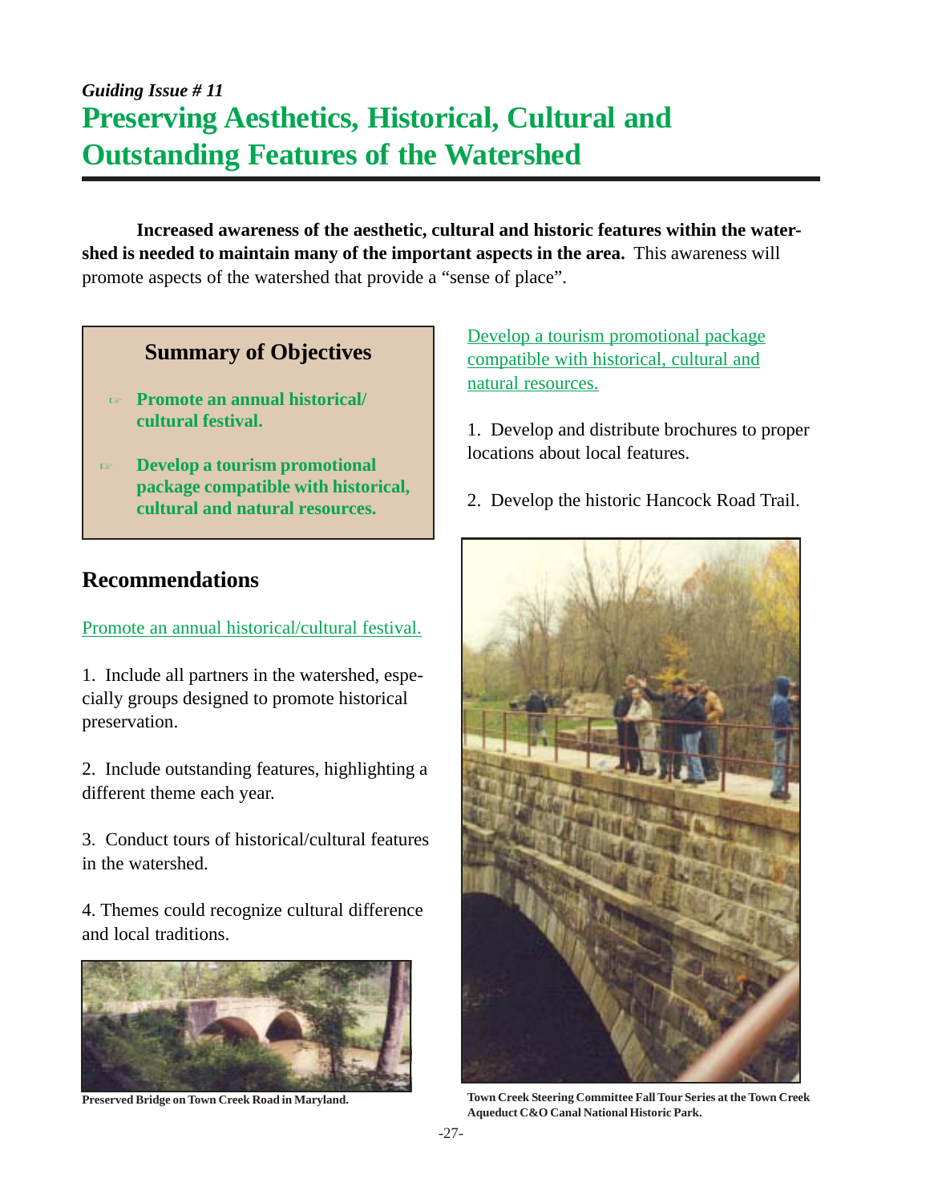*Guiding Issue # 11*

# Preserving Aesthetics, Historical, Cultural and Outstanding Features of the Watershed

**Increased awareness of the aesthetic, cultural and historic features within the watershed is needed to maintain many of the important aspects in the area.** This awareness will promote aspects of the watershed that provide a "sense of place".

## Summary of Objectives

- **Promote an annual historical/ cultural festival.**
- **Develop a tourism promotional package compatible with historical, cultural and natural resources.**

## Recommendations

Promote an annual historical/cultural festival.

1. Include all partners in the watershed, especially groups designed to promote historical preservation.

2. Include outstanding features, highlighting a different theme each year.

3. Conduct tours of historical/cultural features in the watershed.

4. Themes could recognize cultural difference and local traditions.

**Preserved Bridge on Town Creek Road in Maryland.**

Develop a tourism promotional package compatible with historical, cultural and natural resources.

1. Develop and distribute brochures to proper locations about local features.

2. Develop the historic Hancock Road Trail.

**Town Creek Steering Committee Fall Tour Series at the Town Creek Aqueduct C&O Canal National Historic Park.**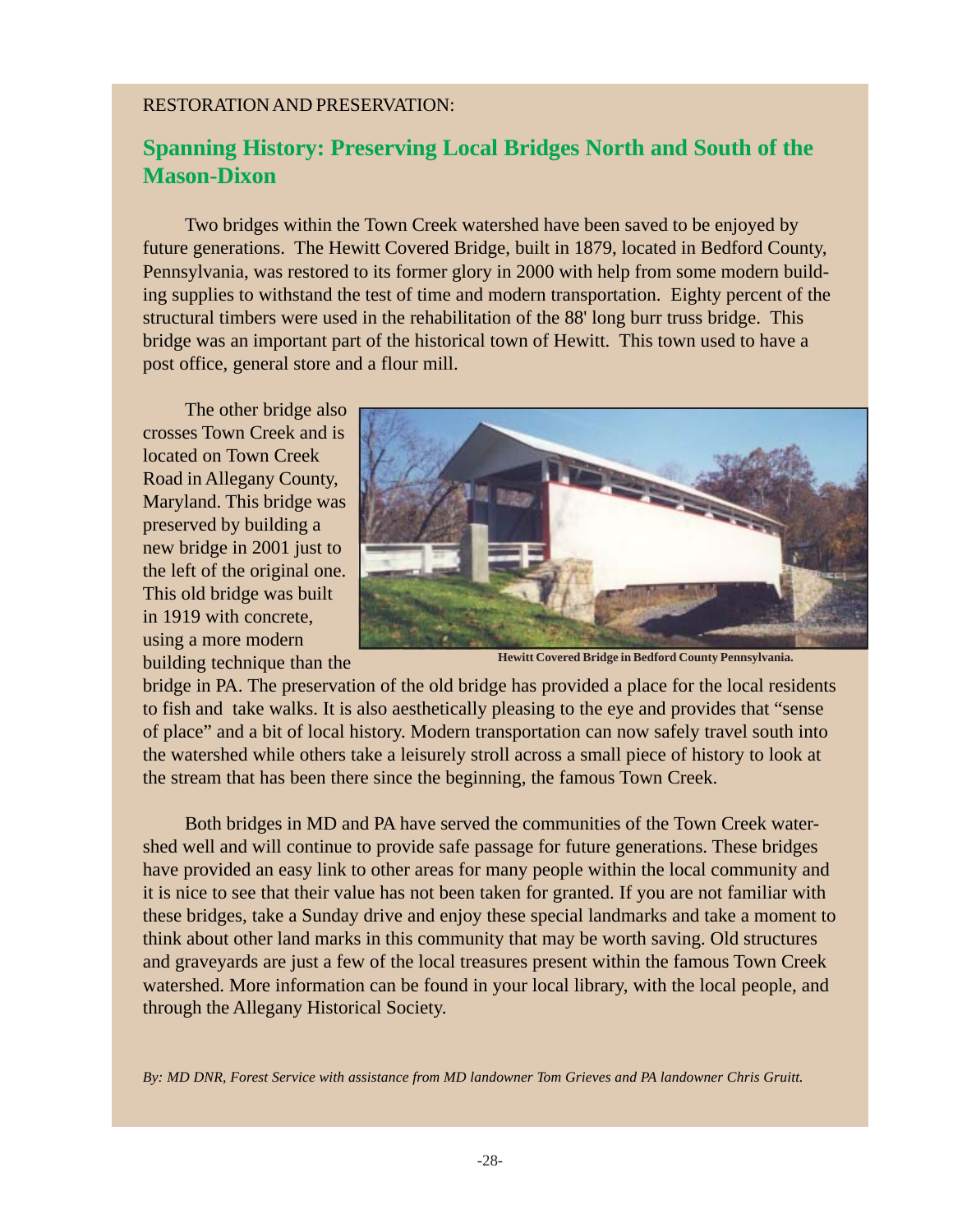RESTORATION AND PRESERVATION:

## Spanning History: Preserving Local Bridges North and South of the Mason-Dixon

Two bridges within the Town Creek watershed have been saved to be enjoyed by future generations. The Hewitt Covered Bridge, built in 1879, located in Bedford County, Pennsylvania, was restored to its former glory in 2000 with help from some modern building supplies to withstand the test of time and modern transportation. Eighty percent of the structural timbers were used in the rehabilitation of the 88' long burr truss bridge. This bridge was an important part of the historical town of Hewitt. This town used to have a post office, general store and a flour mill.

The other bridge also crosses Town Creek and is located on Town Creek Road in Allegany County, Maryland. This bridge was preserved by building a new bridge in 2001 just to the left of the original one. This old bridge was built in 1919 with concrete, using a more modern building technique than the bridge in PA. The preservation of the old bridge has provided a place for the local residents to fish and take walks. It is also aesthetically pleasing to the eye and provides that "sense of place" and a bit of local history. Modern transportation can now safely travel south into the watershed while others take a leisurely stroll across a small piece of history to look at the stream that has been there since the beginning, the famous Town Creek.

**Hewitt Covered Bridge in Bedford County Pennsylvania.**

Both bridges in MD and PA have served the communities of the Town Creek watershed well and will continue to provide safe passage for future generations. These bridges have provided an easy link to other areas for many people within the local community and it is nice to see that their value has not been taken for granted. If you are not familiar with these bridges, take a Sunday drive and enjoy these special landmarks and take a moment to think about other land marks in this community that may be worth saving. Old structures and graveyards are just a few of the local treasures present within the famous Town Creek watershed. More information can be found in your local library, with the local people, and through the Allegany Historical Society.

*By: MD DNR, Forest Service with assistance from MD landowner Tom Grieves and PA landowner Chris Gruitt.*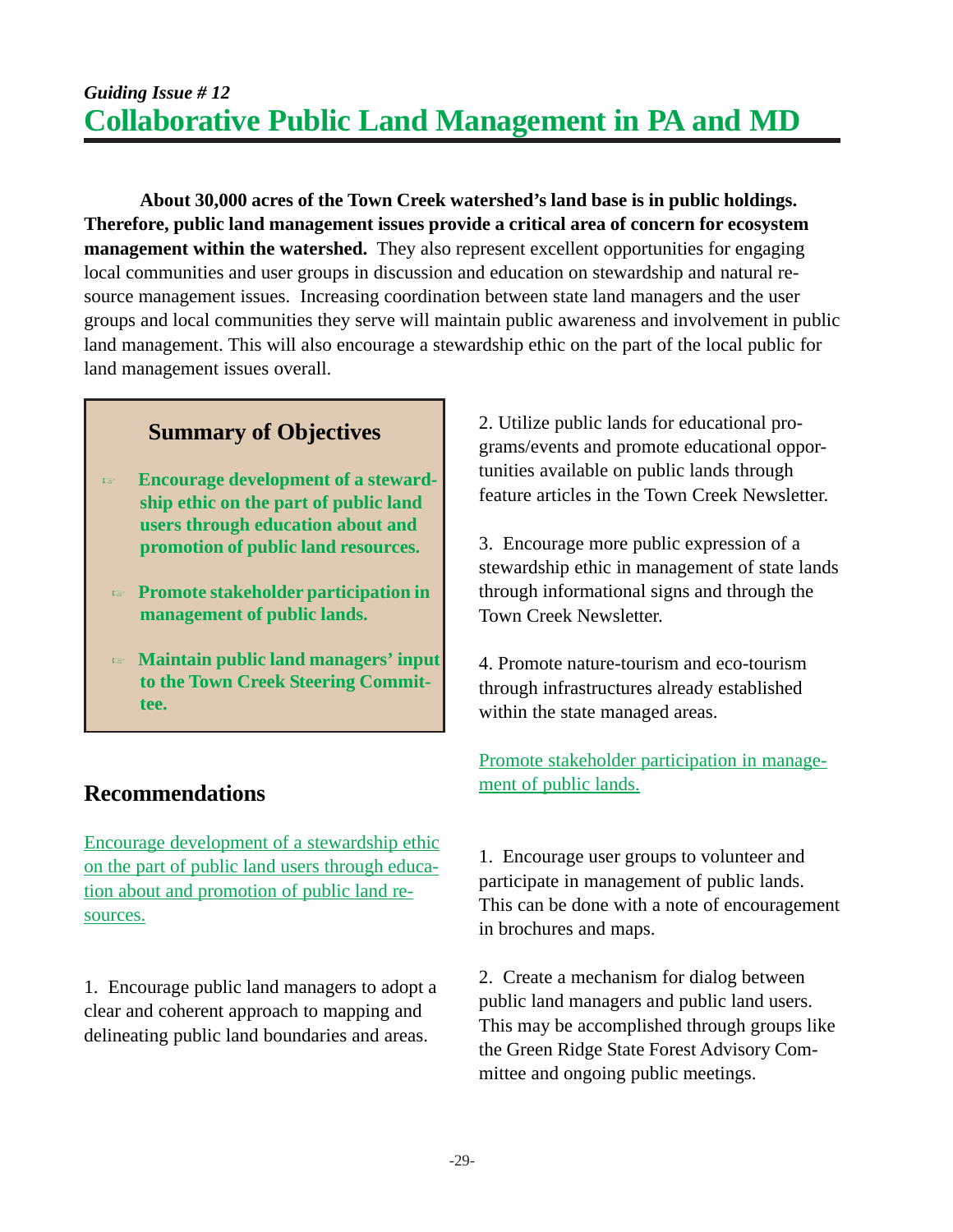*Guiding Issue # 12*

# Collaborative Public Land Management in PA and MD

**About 30,000 acres of the Town Creek watershed's land base is in public holdings. Therefore, public land management issues provide a critical area of concern for ecosystem management within the watershed.** They also represent excellent opportunities for engaging local communities and user groups in discussion and education on stewardship and natural resource management issues. Increasing coordination between state land managers and the user groups and local communities they serve will maintain public awareness and involvement in public land management. This will also encourage a stewardship ethic on the part of the local public for land management issues overall.

### Summary of Objectives

- **Encourage development of a stewardship ethic on the part of public land users through education about and promotion of public land resources.**
- **Promote stakeholder participation in management of public lands.**
- **Maintain public land managers' input to the Town Creek Steering Committee.**

## Recommendations

Encourage development of a stewardship ethic on the part of public land users through education about and promotion of public land resources.

1. Encourage public land managers to adopt a clear and coherent approach to mapping and delineating public land boundaries and areas.

2. Utilize public lands for educational programs/events and promote educational opportunities available on public lands through feature articles in the Town Creek Newsletter.

3. Encourage more public expression of a stewardship ethic in management of state lands through informational signs and through the Town Creek Newsletter.

4. Promote nature-tourism and eco-tourism through infrastructures already established within the state managed areas.

Promote stakeholder participation in management of public lands.

1. Encourage user groups to volunteer and participate in management of public lands. This can be done with a note of encouragement in brochures and maps.

2. Create a mechanism for dialog between public land managers and public land users. This may be accomplished through groups like the Green Ridge State Forest Advisory Committee and ongoing public meetings.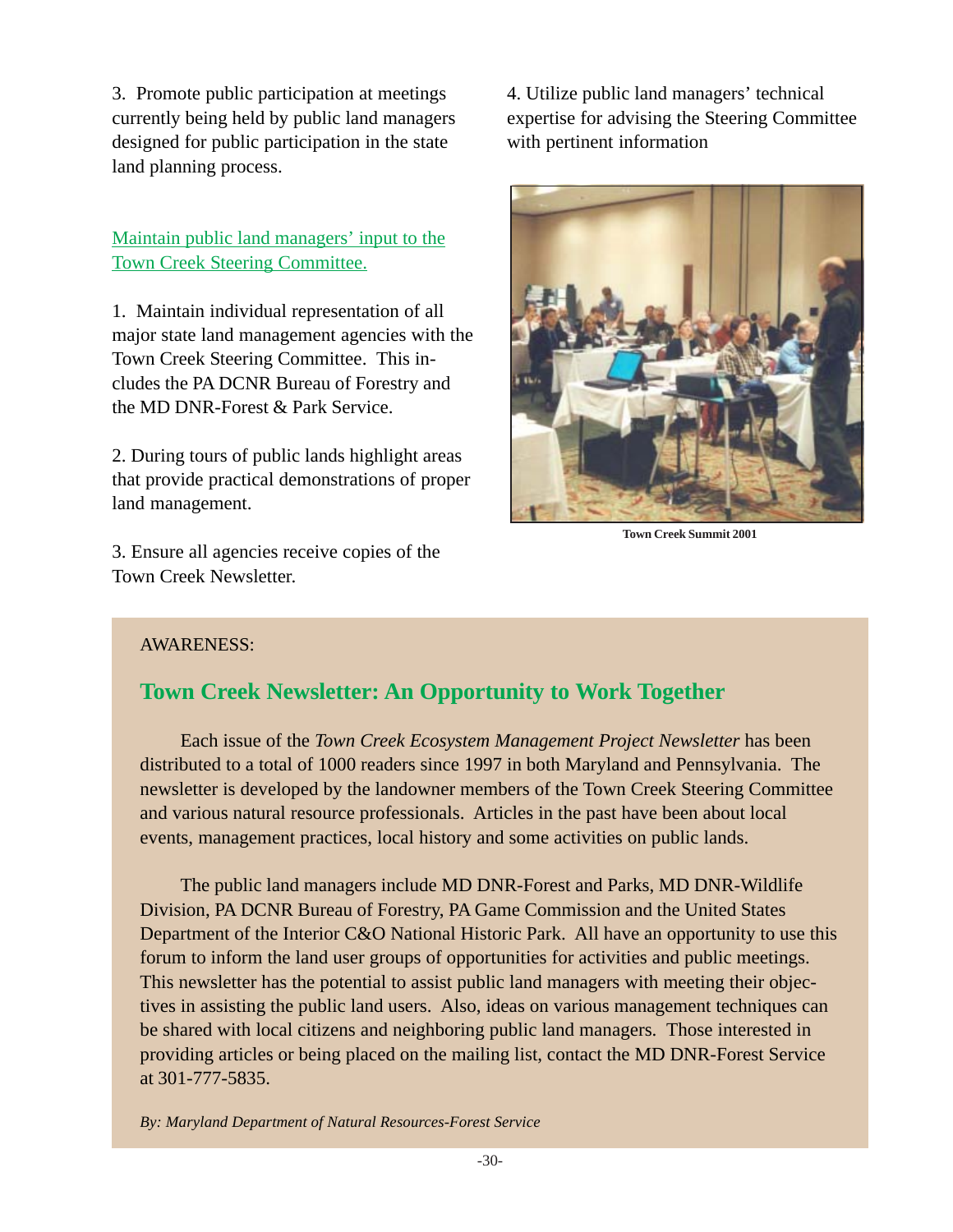3. Promote public participation at meetings currently being held by public land managers designed for public participation in the state land planning process.

Maintain public land managers' input to the Town Creek Steering Committee.

1. Maintain individual representation of all major state land management agencies with the Town Creek Steering Committee. This includes the PA DCNR Bureau of Forestry and the MD DNR-Forest & Park Service.

2. During tours of public lands highlight areas that provide practical demonstrations of proper land management.

3. Ensure all agencies receive copies of the Town Creek Newsletter.

4. Utilize public land managers' technical expertise for advising the Steering Committee with pertinent information

**Town Creek Summit 2001**

AWARENESS:

## Town Creek Newsletter: An Opportunity to Work Together

Each issue of the *Town Creek Ecosystem Management Project Newsletter* has been distributed to a total of 1000 readers since 1997 in both Maryland and Pennsylvania. The newsletter is developed by the landowner members of the Town Creek Steering Committee and various natural resource professionals. Articles in the past have been about local events, management practices, local history and some activities on public lands.

The public land managers include MD DNR-Forest and Parks, MD DNR-Wildlife Division, PA DCNR Bureau of Forestry, PA Game Commission and the United States Department of the Interior C&O National Historic Park. All have an opportunity to use this forum to inform the land user groups of opportunities for activities and public meetings. This newsletter has the potential to assist public land managers with meeting their objectives in assisting the public land users. Also, ideas on various management techniques can be shared with local citizens and neighboring public land managers. Those interested in providing articles or being placed on the mailing list, contact the MD DNR-Forest Service at 301-777-5835.

*By: Maryland Department of Natural Resources-Forest Service*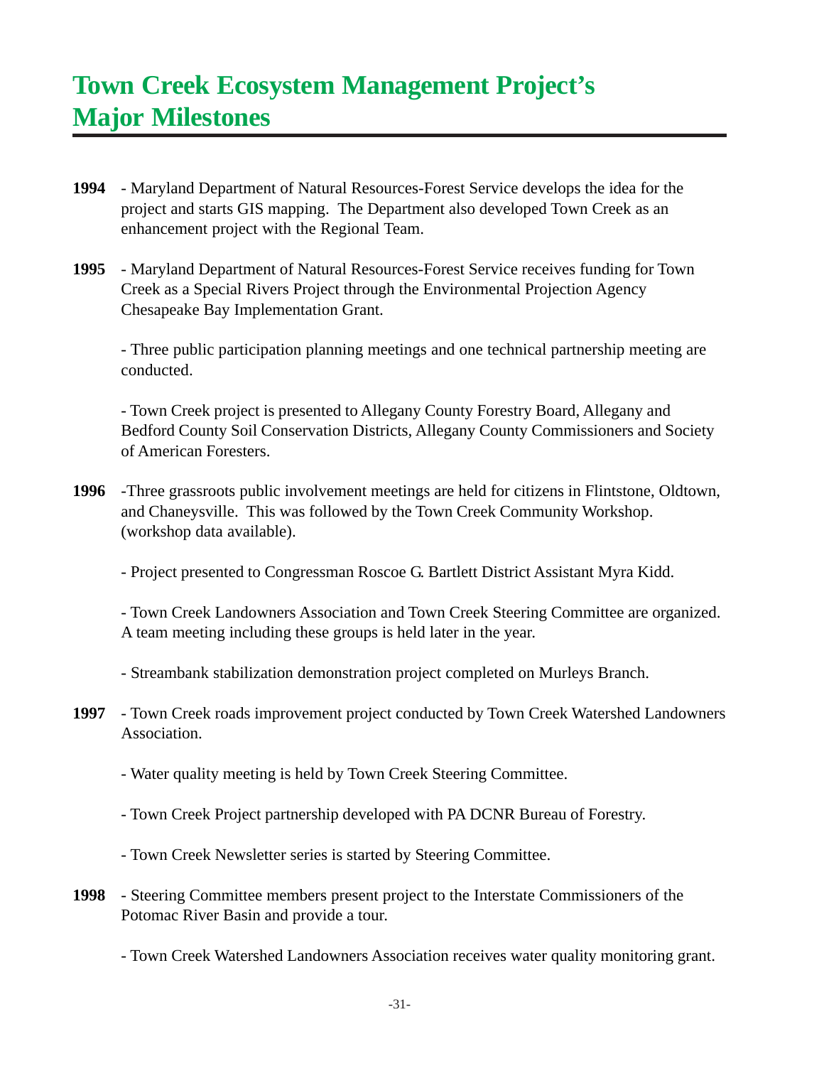# Town Creek Ecosystem Management Project's Major Milestones

**1994** - Maryland Department of Natural Resources-Forest Service develops the idea for the project and starts GIS mapping. The Department also developed Town Creek as an enhancement project with the Regional Team.

**1995** - Maryland Department of Natural Resources-Forest Service receives funding for Town Creek as a Special Rivers Project through the Environmental Projection Agency Chesapeake Bay Implementation Grant.

- Three public participation planning meetings and one technical partnership meeting are conducted.

- Town Creek project is presented to Allegany County Forestry Board, Allegany and Bedford County Soil Conservation Districts, Allegany County Commissioners and Society of American Foresters.

**1996** -Three grassroots public involvement meetings are held for citizens in Flintstone, Oldtown, and Chaneysville. This was followed by the Town Creek Community Workshop. (workshop data available).

- Project presented to Congressman Roscoe G. Bartlett District Assistant Myra Kidd.

- Town Creek Landowners Association and Town Creek Steering Committee are organized. A team meeting including these groups is held later in the year.

- Streambank stabilization demonstration project completed on Murleys Branch.

**1997** - Town Creek roads improvement project conducted by Town Creek Watershed Landowners Association.

- Water quality meeting is held by Town Creek Steering Committee.

- Town Creek Project partnership developed with PA DCNR Bureau of Forestry.

- Town Creek Newsletter series is started by Steering Committee.

**1998** - Steering Committee members present project to the Interstate Commissioners of the Potomac River Basin and provide a tour.

- Town Creek Watershed Landowners Association receives water quality monitoring grant.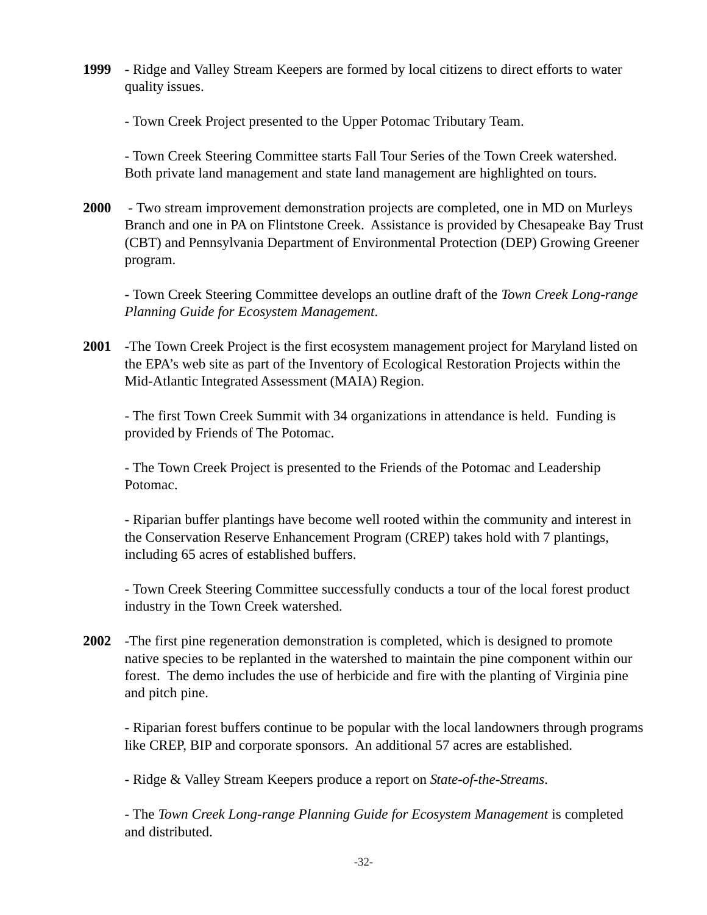**1999** - Ridge and Valley Stream Keepers are formed by local citizens to direct efforts to water quality issues.

- Town Creek Project presented to the Upper Potomac Tributary Team.

- Town Creek Steering Committee starts Fall Tour Series of the Town Creek watershed. Both private land management and state land management are highlighted on tours.

**2000** - Two stream improvement demonstration projects are completed, one in MD on Murleys Branch and one in PA on Flintstone Creek. Assistance is provided by Chesapeake Bay Trust (CBT) and Pennsylvania Department of Environmental Protection (DEP) Growing Greener program.

- Town Creek Steering Committee develops an outline draft of the *Town Creek Long-range Planning Guide for Ecosystem Management*.

**2001** -The Town Creek Project is the first ecosystem management project for Maryland listed on the EPA's web site as part of the Inventory of Ecological Restoration Projects within the Mid-Atlantic Integrated Assessment (MAIA) Region.

- The first Town Creek Summit with 34 organizations in attendance is held. Funding is provided by Friends of The Potomac.

- The Town Creek Project is presented to the Friends of the Potomac and Leadership Potomac.

- Riparian buffer plantings have become well rooted within the community and interest in the Conservation Reserve Enhancement Program (CREP) takes hold with 7 plantings, including 65 acres of established buffers.

- Town Creek Steering Committee successfully conducts a tour of the local forest product industry in the Town Creek watershed.

**2002** -The first pine regeneration demonstration is completed, which is designed to promote native species to be replanted in the watershed to maintain the pine component within our forest. The demo includes the use of herbicide and fire with the planting of Virginia pine and pitch pine.

- Riparian forest buffers continue to be popular with the local landowners through programs like CREP, BIP and corporate sponsors. An additional 57 acres are established.

- Ridge & Valley Stream Keepers produce a report on *State-of-the-Streams*.

- The *Town Creek Long-range Planning Guide for Ecosystem Management* is completed and distributed.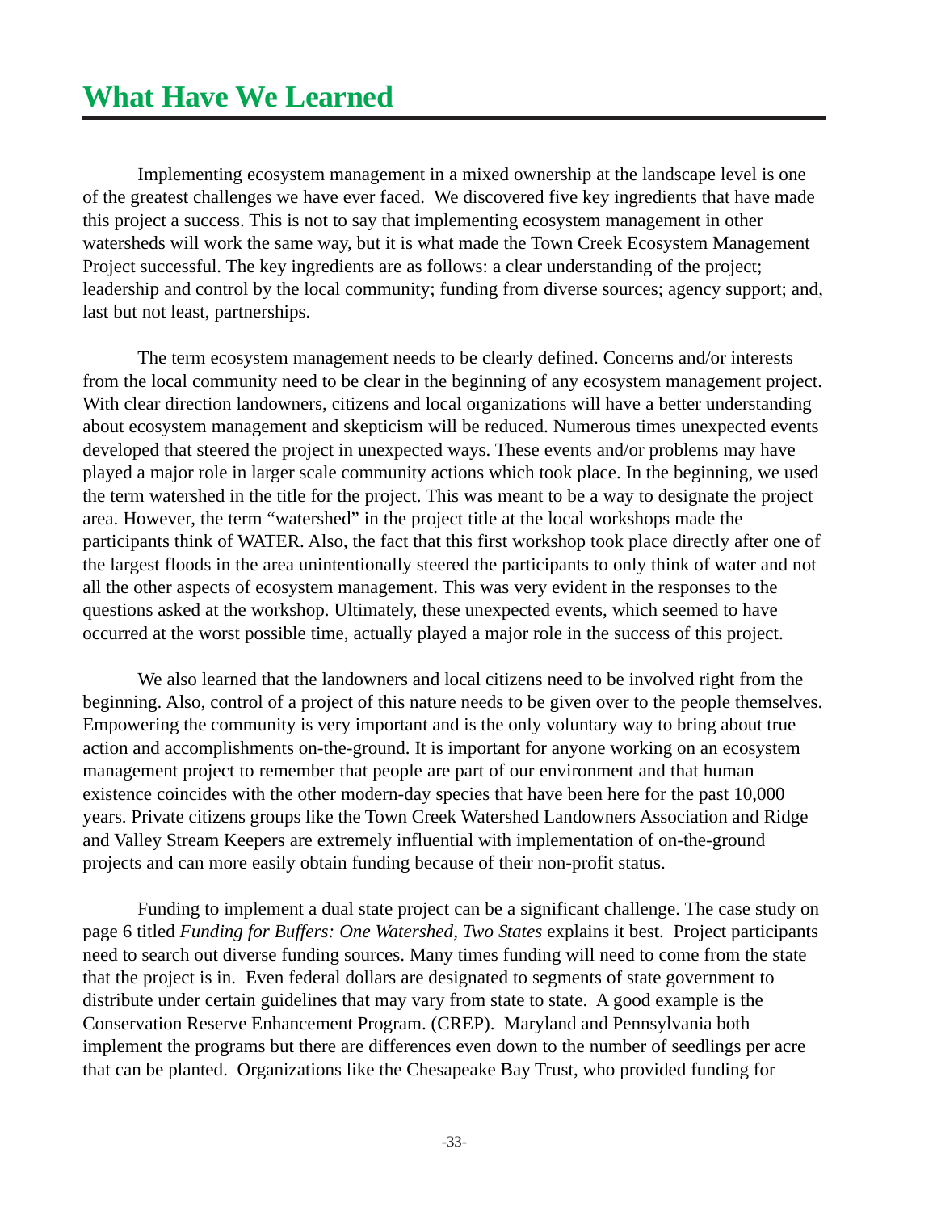# What Have We Learned

Implementing ecosystem management in a mixed ownership at the landscape level is one of the greatest challenges we have ever faced. We discovered five key ingredients that have made this project a success. This is not to say that implementing ecosystem management in other watersheds will work the same way, but it is what made the Town Creek Ecosystem Management Project successful. The key ingredients are as follows: a clear understanding of the project; leadership and control by the local community; funding from diverse sources; agency support; and, last but not least, partnerships.

The term ecosystem management needs to be clearly defined. Concerns and/or interests from the local community need to be clear in the beginning of any ecosystem management project. With clear direction landowners, citizens and local organizations will have a better understanding about ecosystem management and skepticism will be reduced. Numerous times unexpected events developed that steered the project in unexpected ways. These events and/or problems may have played a major role in larger scale community actions which took place. In the beginning, we used the term watershed in the title for the project. This was meant to be a way to designate the project area. However, the term "watershed" in the project title at the local workshops made the participants think of WATER. Also, the fact that this first workshop took place directly after one of the largest floods in the area unintentionally steered the participants to only think of water and not all the other aspects of ecosystem management. This was very evident in the responses to the questions asked at the workshop. Ultimately, these unexpected events, which seemed to have occurred at the worst possible time, actually played a major role in the success of this project.

We also learned that the landowners and local citizens need to be involved right from the beginning. Also, control of a project of this nature needs to be given over to the people themselves. Empowering the community is very important and is the only voluntary way to bring about true action and accomplishments on-the-ground. It is important for anyone working on an ecosystem management project to remember that people are part of our environment and that human existence coincides with the other modern-day species that have been here for the past 10,000 years. Private citizens groups like the Town Creek Watershed Landowners Association and Ridge and Valley Stream Keepers are extremely influential with implementation of on-the-ground projects and can more easily obtain funding because of their non-profit status.

Funding to implement a dual state project can be a significant challenge. The case study on page 6 titled *Funding for Buffers: One Watershed, Two States* explains it best. Project participants need to search out diverse funding sources. Many times funding will need to come from the state that the project is in. Even federal dollars are designated to segments of state government to distribute under certain guidelines that may vary from state to state. A good example is the Conservation Reserve Enhancement Program. (CREP). Maryland and Pennsylvania both implement the programs but there are differences even down to the number of seedlings per acre that can be planted. Organizations like the Chesapeake Bay Trust, who provided funding for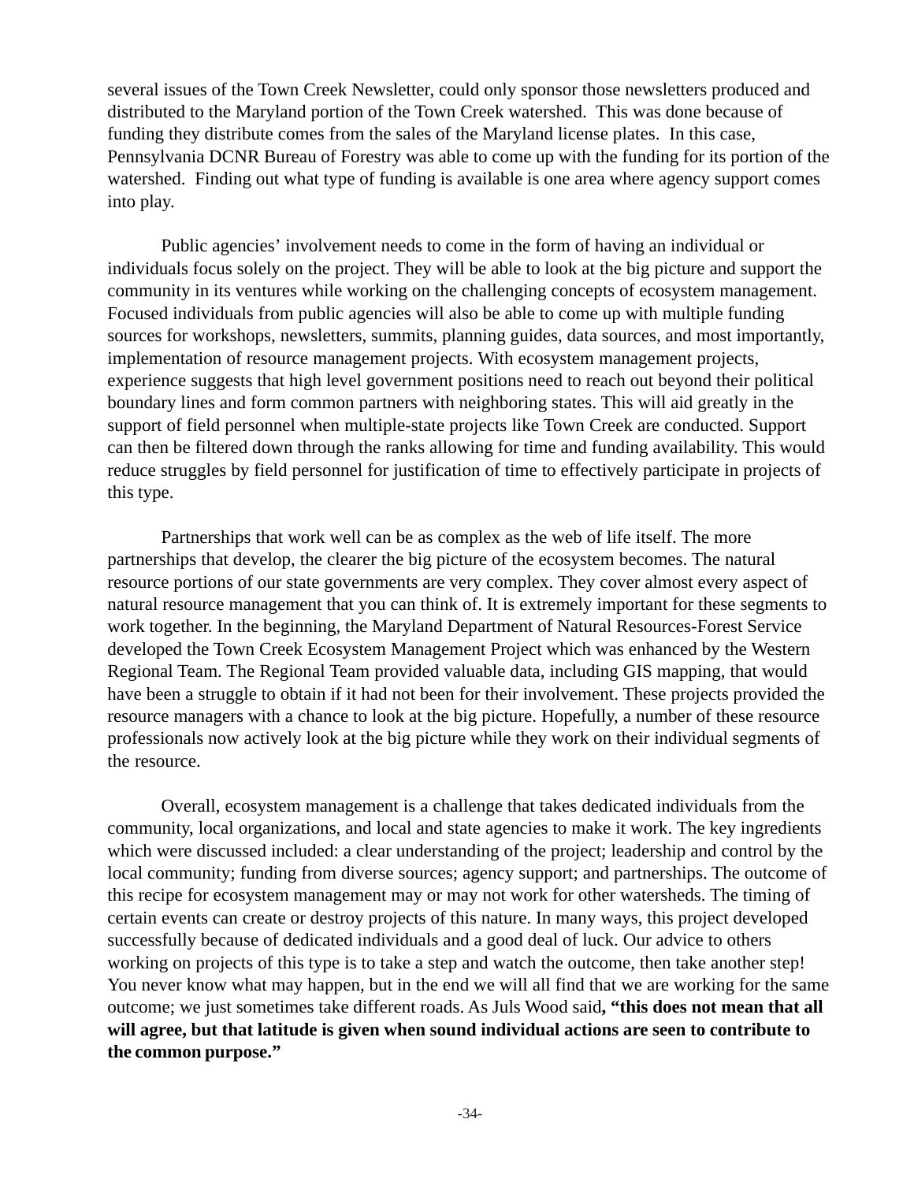several issues of the Town Creek Newsletter, could only sponsor those newsletters produced and distributed to the Maryland portion of the Town Creek watershed. This was done because of funding they distribute comes from the sales of the Maryland license plates. In this case, Pennsylvania DCNR Bureau of Forestry was able to come up with the funding for its portion of the watershed. Finding out what type of funding is available is one area where agency support comes into play.

Public agencies' involvement needs to come in the form of having an individual or individuals focus solely on the project. They will be able to look at the big picture and support the community in its ventures while working on the challenging concepts of ecosystem management. Focused individuals from public agencies will also be able to come up with multiple funding sources for workshops, newsletters, summits, planning guides, data sources, and most importantly, implementation of resource management projects. With ecosystem management projects, experience suggests that high level government positions need to reach out beyond their political boundary lines and form common partners with neighboring states. This will aid greatly in the support of field personnel when multiple-state projects like Town Creek are conducted. Support can then be filtered down through the ranks allowing for time and funding availability. This would reduce struggles by field personnel for justification of time to effectively participate in projects of this type.

Partnerships that work well can be as complex as the web of life itself. The more partnerships that develop, the clearer the big picture of the ecosystem becomes. The natural resource portions of our state governments are very complex. They cover almost every aspect of natural resource management that you can think of. It is extremely important for these segments to work together. In the beginning, the Maryland Department of Natural Resources-Forest Service developed the Town Creek Ecosystem Management Project which was enhanced by the Western Regional Team. The Regional Team provided valuable data, including GIS mapping, that would have been a struggle to obtain if it had not been for their involvement. These projects provided the resource managers with a chance to look at the big picture. Hopefully, a number of these resource professionals now actively look at the big picture while they work on their individual segments of the resource.

Overall, ecosystem management is a challenge that takes dedicated individuals from the community, local organizations, and local and state agencies to make it work. The key ingredients which were discussed included: a clear understanding of the project; leadership and control by the local community; funding from diverse sources; agency support; and partnerships. The outcome of this recipe for ecosystem management may or may not work for other watersheds. The timing of certain events can create or destroy projects of this nature. In many ways, this project developed successfully because of dedicated individuals and a good deal of luck. Our advice to others working on projects of this type is to take a step and watch the outcome, then take another step! You never know what may happen, but in the end we will all find that we are working for the same outcome; we just sometimes take different roads. As Juls Wood said**, "this does not mean that all will agree, but that latitude is given when sound individual actions are seen to contribute to the common purpose."**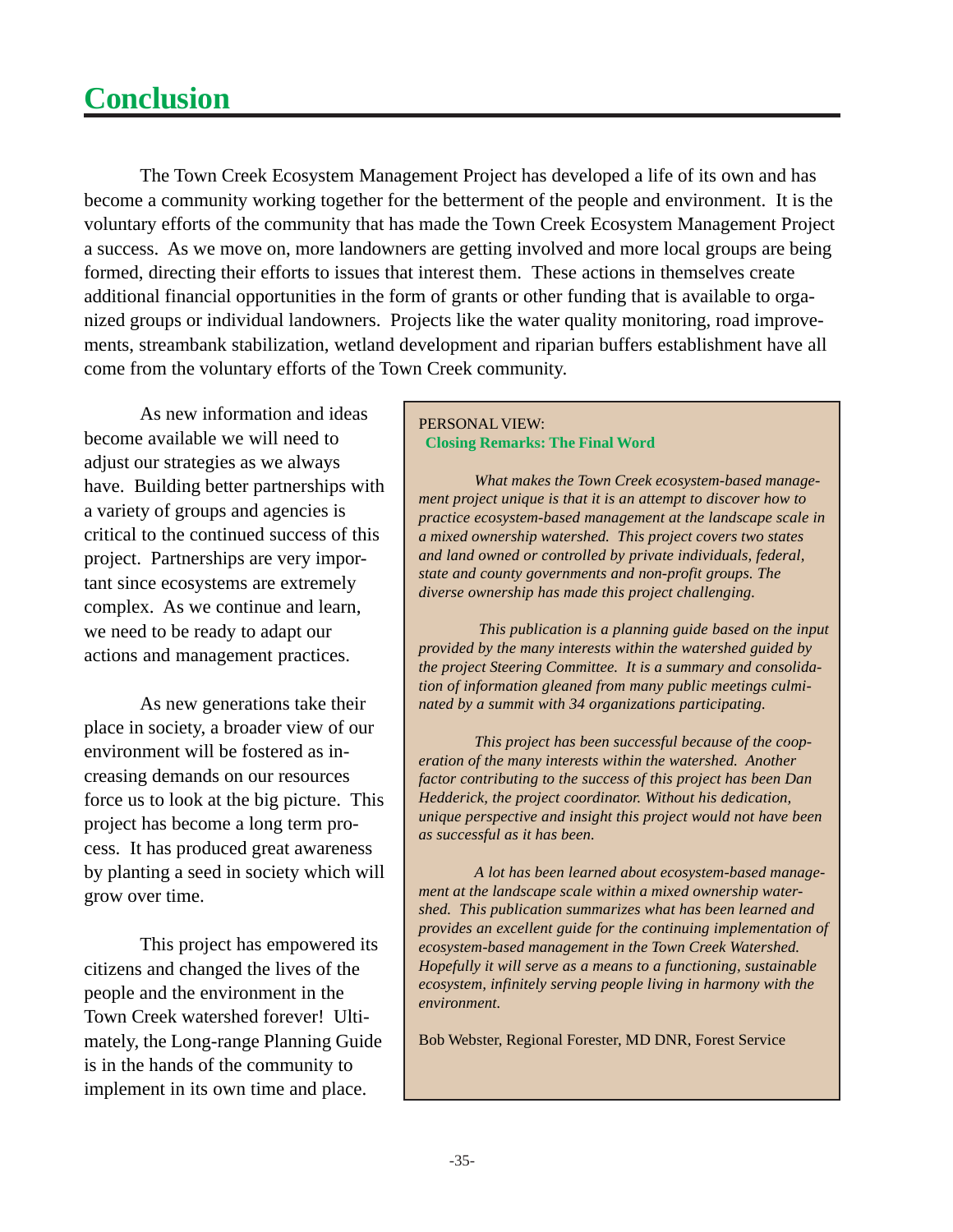# Conclusion

The Town Creek Ecosystem Management Project has developed a life of its own and has become a community working together for the betterment of the people and environment. It is the voluntary efforts of the community that has made the Town Creek Ecosystem Management Project a success. As we move on, more landowners are getting involved and more local groups are being formed, directing their efforts to issues that interest them. These actions in themselves create additional financial opportunities in the form of grants or other funding that is available to organized groups or individual landowners. Projects like the water quality monitoring, road improvements, streambank stabilization, wetland development and riparian buffers establishment have all come from the voluntary efforts of the Town Creek community.

As new information and ideas become available we will need to adjust our strategies as we always have. Building better partnerships with a variety of groups and agencies is critical to the continued success of this project. Partnerships are very important since ecosystems are extremely complex. As we continue and learn, we need to be ready to adapt our actions and management practices.

As new generations take their place in society, a broader view of our environment will be fostered as increasing demands on our resources force us to look at the big picture. This project has become a long term process. It has produced great awareness by planting a seed in society which will grow over time.

This project has empowered its citizens and changed the lives of the people and the environment in the Town Creek watershed forever! Ultimately, the Long-range Planning Guide is in the hands of the community to implement in its own time and place.

PERSONAL VIEW:
**Closing Remarks: The Final Word**

*What makes the Town Creek ecosystem-based management project unique is that it is an attempt to discover how to practice ecosystem-based management at the landscape scale in a mixed ownership watershed. This project covers two states and land owned or controlled by private individuals, federal, state and county governments and non-profit groups. The diverse ownership has made this project challenging.*

*This publication is a planning guide based on the input provided by the many interests within the watershed guided by the project Steering Committee. It is a summary and consolidation of information gleaned from many public meetings culminated by a summit with 34 organizations participating.*

*This project has been successful because of the cooperation of the many interests within the watershed. Another factor contributing to the success of this project has been Dan Hedderick, the project coordinator. Without his dedication, unique perspective and insight this project would not have been as successful as it has been.*

*A lot has been learned about ecosystem-based management at the landscape scale within a mixed ownership watershed. This publication summarizes what has been learned and provides an excellent guide for the continuing implementation of ecosystem-based management in the Town Creek Watershed. Hopefully it will serve as a means to a functioning, sustainable ecosystem, infinitely serving people living in harmony with the environment.*

Bob Webster, Regional Forester, MD DNR, Forest Service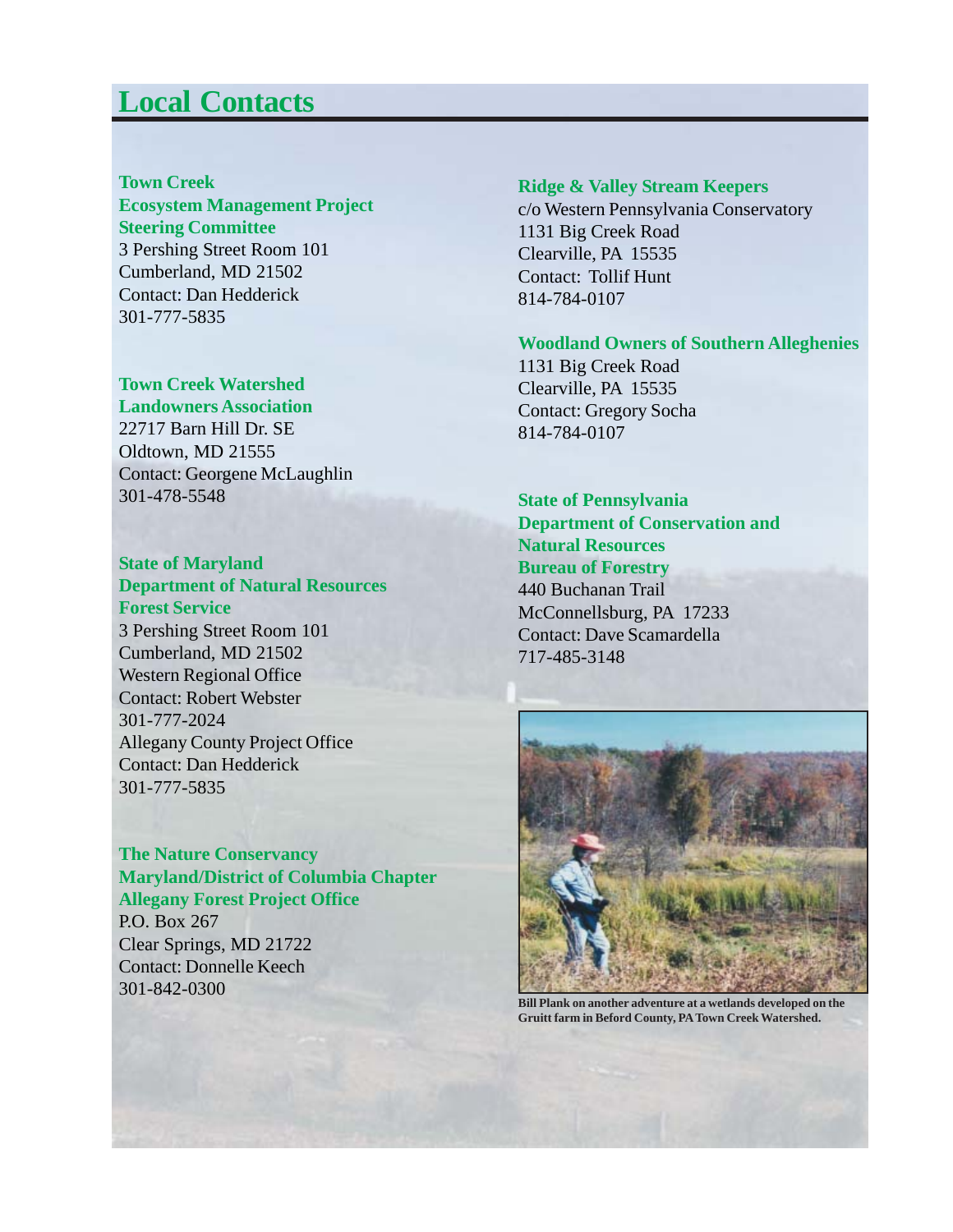# Local Contacts

**Town Creek Ecosystem Management Project Steering Committee**
3 Pershing Street Room 101
Cumberland, MD 21502
Contact: Dan Hedderick
301-777-5835

**Town Creek Watershed Landowners Association**
22717 Barn Hill Dr. SE
Oldtown, MD 21555
Contact: Georgene McLaughlin
301-478-5548

**State of Maryland Department of Natural Resources Forest Service**
3 Pershing Street Room 101
Cumberland, MD 21502
Western Regional Office
Contact: Robert Webster
301-777-2024
Allegany County Project Office
Contact: Dan Hedderick
301-777-5835

**The Nature Conservancy Maryland/District of Columbia Chapter Allegany Forest Project Office**
P.O. Box 267
Clear Springs, MD 21722
Contact: Donnelle Keech
301-842-0300

**Ridge & Valley Stream Keepers**
c/o Western Pennsylvania Conservatory
1131 Big Creek Road
Clearville, PA 15535
Contact: Tollif Hunt
814-784-0107

**Woodland Owners of Southern Alleghenies**
1131 Big Creek Road
Clearville, PA 15535
Contact: Gregory Socha
814-784-0107

**State of Pennsylvania Department of Conservation and Natural Resources Bureau of Forestry**
440 Buchanan Trail
McConnellsburg, PA 17233
Contact: Dave Scamardella
717-485-3148

**Bill Plank on another adventure at a wetlands developed on the Gruitt farm in Beford County, PA Town Creek Watershed.**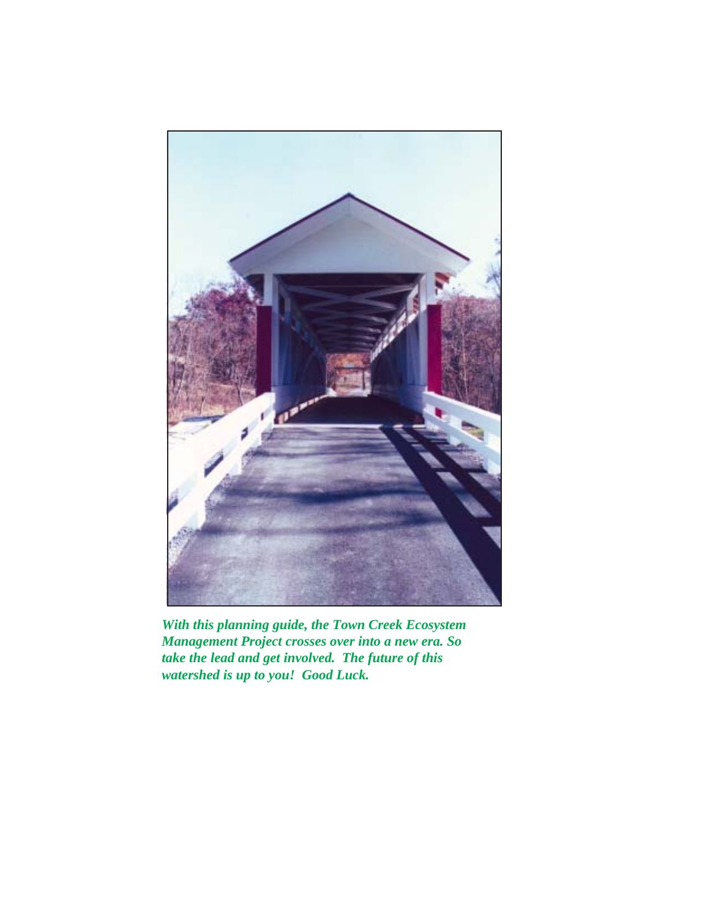*With this planning guide, the Town Creek Ecosystem Management Project crosses over into a new era. So take the lead and get involved. The future of this watershed is up to you! Good Luck.*